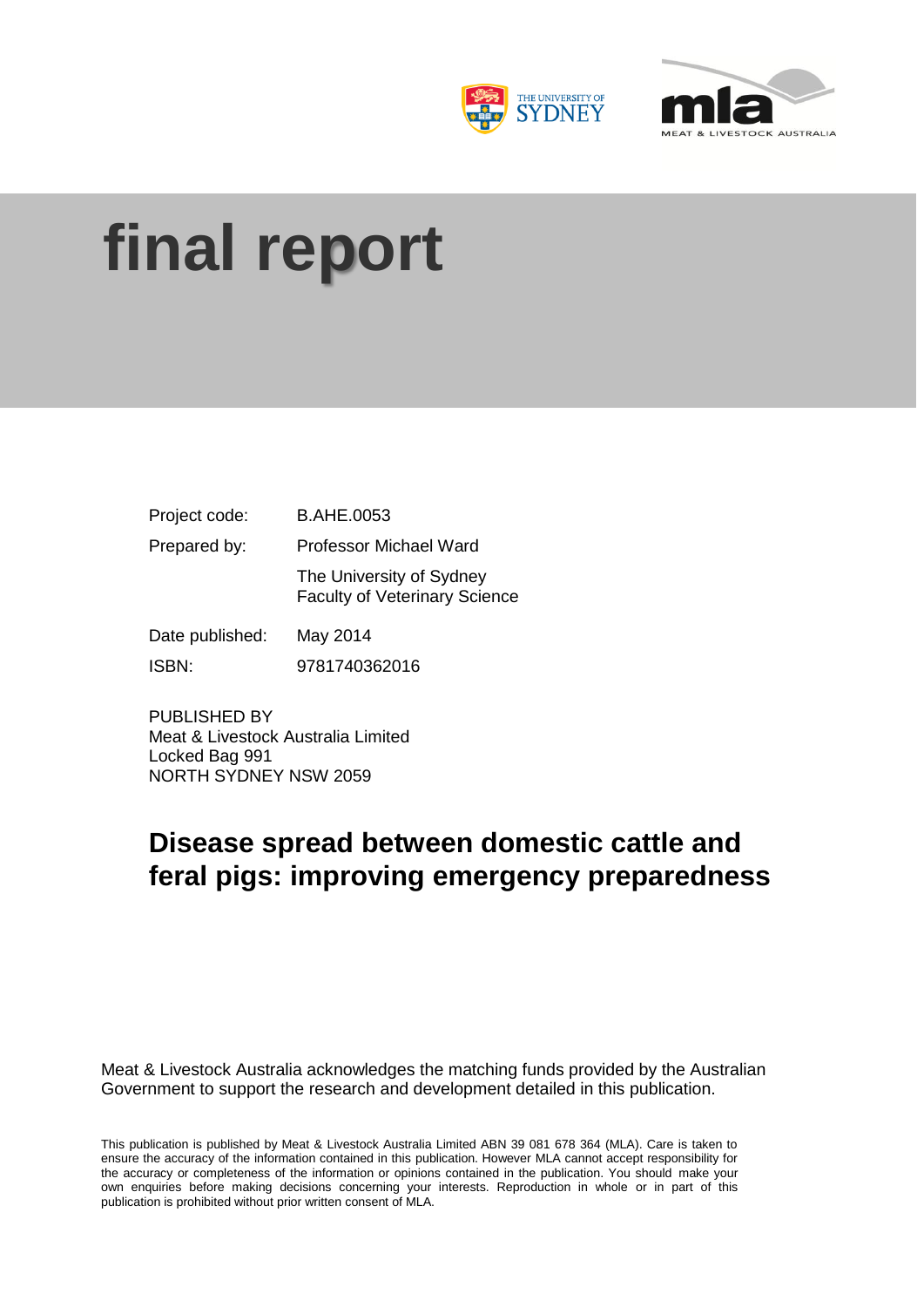# final report

| | |
|---|---|
| Project code: | B.AHE.0053 |
| Prepared by: | Professor Michael Ward |
| | The University of Sydney<br>Faculty of Veterinary Science |
| Date published: | May 2014 |
| ISBN: | 9781740362016 |

PUBLISHED BY
Meat & Livestock Australia Limited
Locked Bag 991
NORTH SYDNEY NSW 2059

## Disease spread between domestic cattle and feral pigs: improving emergency preparedness

Meat & Livestock Australia acknowledges the matching funds provided by the Australian Government to support the research and development detailed in this publication.

This publication is published by Meat & Livestock Australia Limited ABN 39 081 678 364 (MLA). Care is taken to ensure the accuracy of the information contained in this publication. However MLA cannot accept responsibility for the accuracy or completeness of the information or opinions contained in the publication. You should make your own enquiries before making decisions concerning your interests. Reproduction in whole or in part of this publication is prohibited without prior written consent of MLA.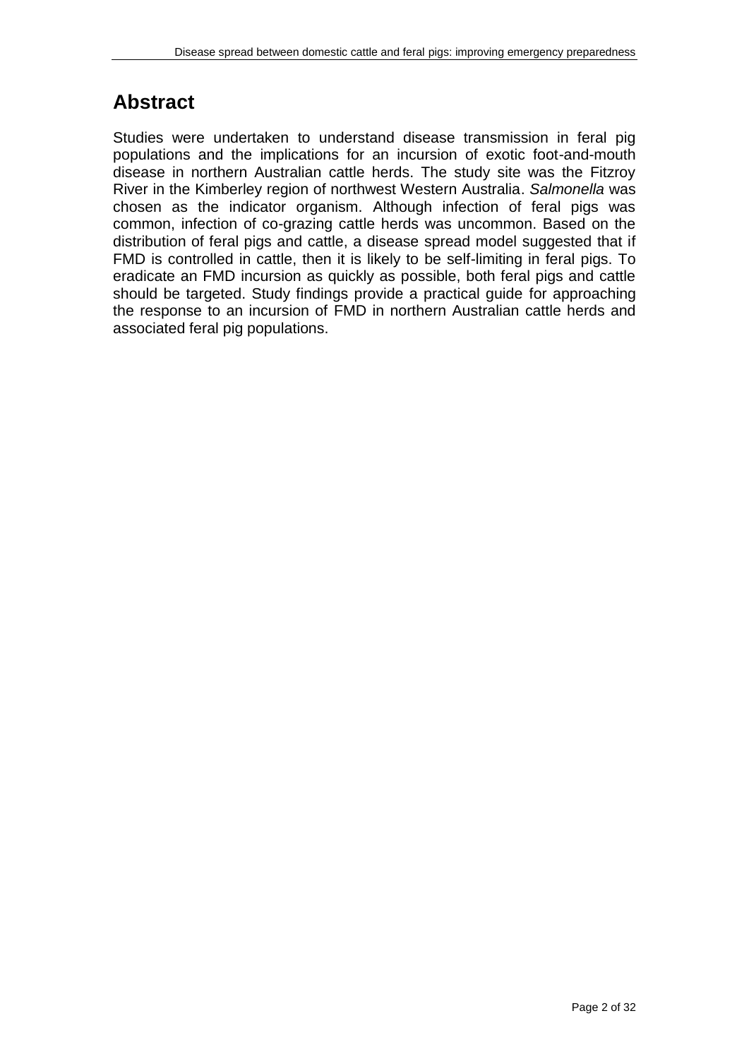# Abstract

Studies were undertaken to understand disease transmission in feral pig populations and the implications for an incursion of exotic foot-and-mouth disease in northern Australian cattle herds. The study site was the Fitzroy River in the Kimberley region of northwest Western Australia. *Salmonella* was chosen as the indicator organism. Although infection of feral pigs was common, infection of co-grazing cattle herds was uncommon. Based on the distribution of feral pigs and cattle, a disease spread model suggested that if FMD is controlled in cattle, then it is likely to be self-limiting in feral pigs. To eradicate an FMD incursion as quickly as possible, both feral pigs and cattle should be targeted. Study findings provide a practical guide for approaching the response to an incursion of FMD in northern Australian cattle herds and associated feral pig populations.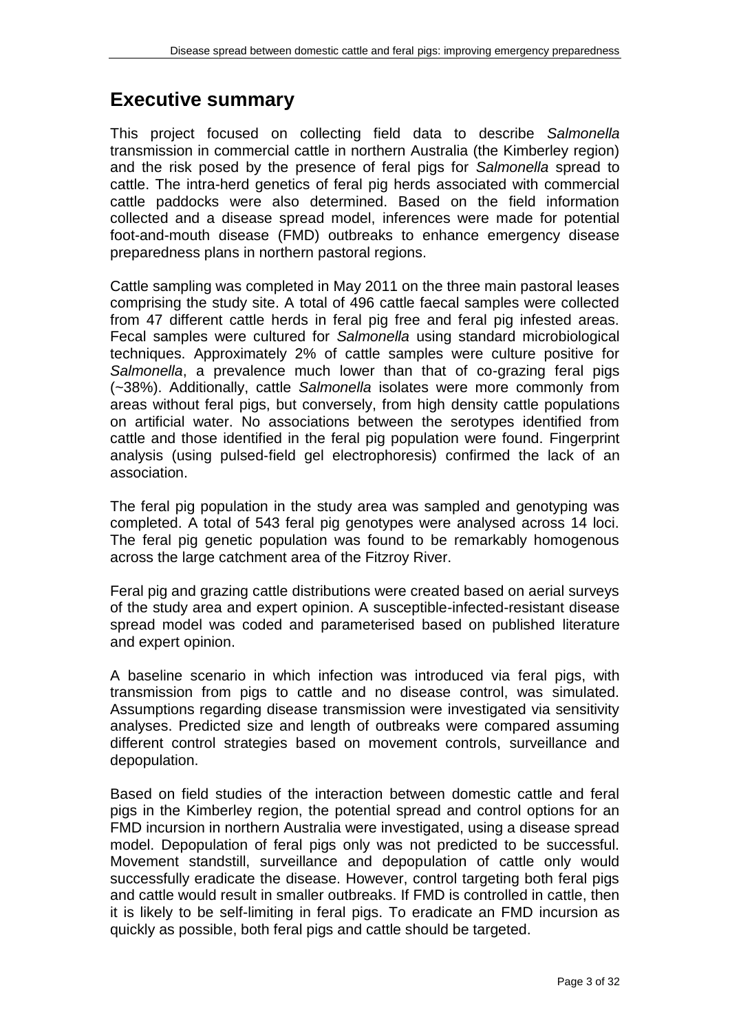# Executive summary

This project focused on collecting field data to describe *Salmonella* transmission in commercial cattle in northern Australia (the Kimberley region) and the risk posed by the presence of feral pigs for *Salmonella* spread to cattle. The intra-herd genetics of feral pig herds associated with commercial cattle paddocks were also determined. Based on the field information collected and a disease spread model, inferences were made for potential foot-and-mouth disease (FMD) outbreaks to enhance emergency disease preparedness plans in northern pastoral regions.

Cattle sampling was completed in May 2011 on the three main pastoral leases comprising the study site. A total of 496 cattle faecal samples were collected from 47 different cattle herds in feral pig free and feral pig infested areas. Fecal samples were cultured for *Salmonella* using standard microbiological techniques. Approximately 2% of cattle samples were culture positive for *Salmonella*, a prevalence much lower than that of co-grazing feral pigs (~38%). Additionally, cattle *Salmonella* isolates were more commonly from areas without feral pigs, but conversely, from high density cattle populations on artificial water. No associations between the serotypes identified from cattle and those identified in the feral pig population were found. Fingerprint analysis (using pulsed-field gel electrophoresis) confirmed the lack of an association.

The feral pig population in the study area was sampled and genotyping was completed. A total of 543 feral pig genotypes were analysed across 14 loci. The feral pig genetic population was found to be remarkably homogenous across the large catchment area of the Fitzroy River.

Feral pig and grazing cattle distributions were created based on aerial surveys of the study area and expert opinion. A susceptible-infected-resistant disease spread model was coded and parameterised based on published literature and expert opinion.

A baseline scenario in which infection was introduced via feral pigs, with transmission from pigs to cattle and no disease control, was simulated. Assumptions regarding disease transmission were investigated via sensitivity analyses. Predicted size and length of outbreaks were compared assuming different control strategies based on movement controls, surveillance and depopulation.

Based on field studies of the interaction between domestic cattle and feral pigs in the Kimberley region, the potential spread and control options for an FMD incursion in northern Australia were investigated, using a disease spread model. Depopulation of feral pigs only was not predicted to be successful. Movement standstill, surveillance and depopulation of cattle only would successfully eradicate the disease. However, control targeting both feral pigs and cattle would result in smaller outbreaks. If FMD is controlled in cattle, then it is likely to be self-limiting in feral pigs. To eradicate an FMD incursion as quickly as possible, both feral pigs and cattle should be targeted.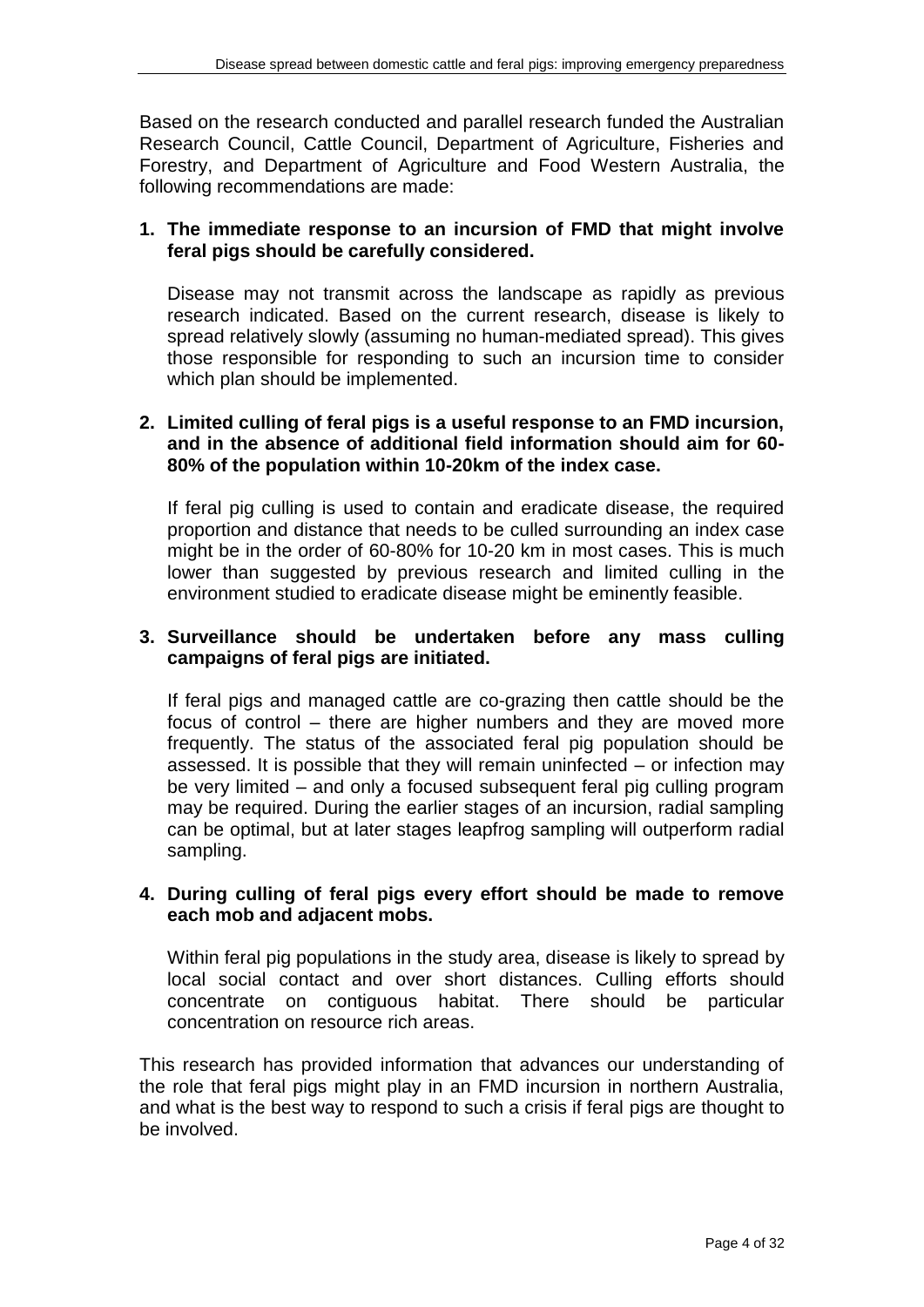Based on the research conducted and parallel research funded the Australian Research Council, Cattle Council, Department of Agriculture, Fisheries and Forestry, and Department of Agriculture and Food Western Australia, the following recommendations are made:

1. **The immediate response to an incursion of FMD that might involve feral pigs should be carefully considered.**

   Disease may not transmit across the landscape as rapidly as previous research indicated. Based on the current research, disease is likely to spread relatively slowly (assuming no human-mediated spread). This gives those responsible for responding to such an incursion time to consider which plan should be implemented.

2. **Limited culling of feral pigs is a useful response to an FMD incursion, and in the absence of additional field information should aim for 60-80% of the population within 10-20km of the index case.**

   If feral pig culling is used to contain and eradicate disease, the required proportion and distance that needs to be culled surrounding an index case might be in the order of 60-80% for 10-20 km in most cases. This is much lower than suggested by previous research and limited culling in the environment studied to eradicate disease might be eminently feasible.

3. **Surveillance should be undertaken before any mass culling campaigns of feral pigs are initiated.**

   If feral pigs and managed cattle are co-grazing then cattle should be the focus of control – there are higher numbers and they are moved more frequently. The status of the associated feral pig population should be assessed. It is possible that they will remain uninfected – or infection may be very limited – and only a focused subsequent feral pig culling program may be required. During the earlier stages of an incursion, radial sampling can be optimal, but at later stages leapfrog sampling will outperform radial sampling.

4. **During culling of feral pigs every effort should be made to remove each mob and adjacent mobs.**

   Within feral pig populations in the study area, disease is likely to spread by local social contact and over short distances. Culling efforts should concentrate on contiguous habitat. There should be particular concentration on resource rich areas.

This research has provided information that advances our understanding of the role that feral pigs might play in an FMD incursion in northern Australia, and what is the best way to respond to such a crisis if feral pigs are thought to be involved.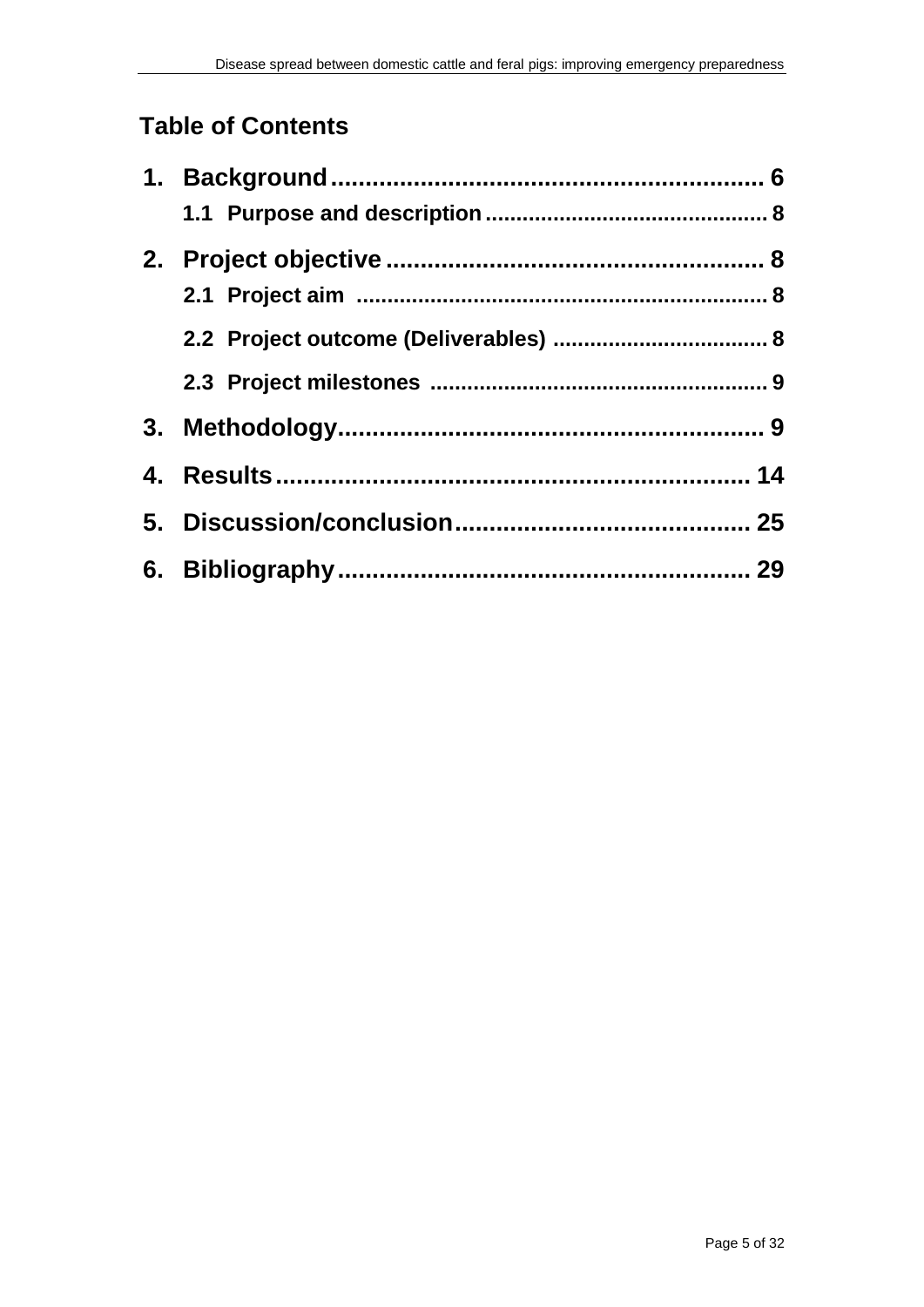## Table of Contents

1. **Background** ... 6
   - 1.1 Purpose and description ... 8
2. **Project objective** ... 8
   - 2.1 Project aim ... 8
   - 2.2 Project outcome (Deliverables) ... 8
   - 2.3 Project milestones ... 9
3. **Methodology** ... 9
4. **Results** ... 14
5. **Discussion/conclusion** ... 25
6. **Bibliography** ... 29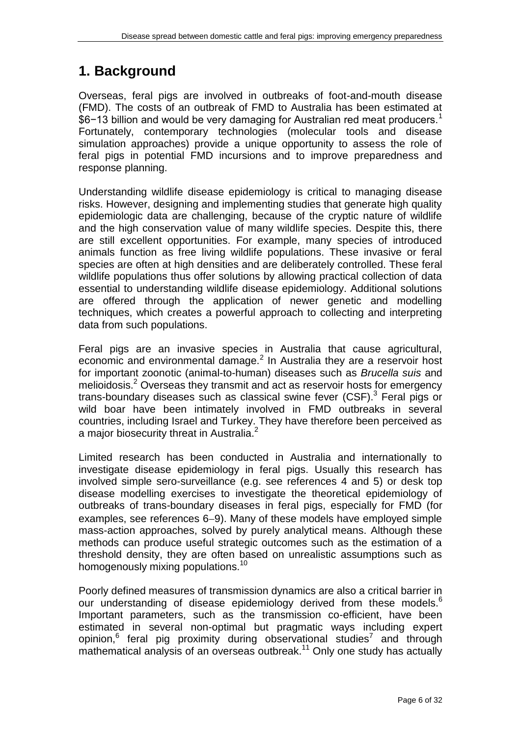# 1. Background

Overseas, feral pigs are involved in outbreaks of foot-and-mouth disease (FMD). The costs of an outbreak of FMD to Australia has been estimated at $6−13 billion and would be very damaging for Australian red meat producers.[1] Fortunately, contemporary technologies (molecular tools and disease simulation approaches) provide a unique opportunity to assess the role of feral pigs in potential FMD incursions and to improve preparedness and response planning.

Understanding wildlife disease epidemiology is critical to managing disease risks. However, designing and implementing studies that generate high quality epidemiologic data are challenging, because of the cryptic nature of wildlife and the high conservation value of many wildlife species. Despite this, there are still excellent opportunities. For example, many species of introduced animals function as free living wildlife populations. These invasive or feral species are often at high densities and are deliberately controlled. These feral wildlife populations thus offer solutions by allowing practical collection of data essential to understanding wildlife disease epidemiology. Additional solutions are offered through the application of newer genetic and modelling techniques, which creates a powerful approach to collecting and interpreting data from such populations.

Feral pigs are an invasive species in Australia that cause agricultural, economic and environmental damage.[2] In Australia they are a reservoir host for important zoonotic (animal-to-human) diseases such as *Brucella suis* and melioidosis.[2] Overseas they transmit and act as reservoir hosts for emergency trans-boundary diseases such as classical swine fever (CSF).[3] Feral pigs or wild boar have been intimately involved in FMD outbreaks in several countries, including Israel and Turkey. They have therefore been perceived as a major biosecurity threat in Australia.[2]

Limited research has been conducted in Australia and internationally to investigate disease epidemiology in feral pigs. Usually this research has involved simple sero-surveillance (e.g. see references 4 and 5) or desk top disease modelling exercises to investigate the theoretical epidemiology of outbreaks of trans-boundary diseases in feral pigs, especially for FMD (for examples, see references 6–9). Many of these models have employed simple mass-action approaches, solved by purely analytical means. Although these methods can produce useful strategic outcomes such as the estimation of a threshold density, they are often based on unrealistic assumptions such as homogenously mixing populations.[10]

Poorly defined measures of transmission dynamics are also a critical barrier in our understanding of disease epidemiology derived from these models.[6] Important parameters, such as the transmission co-efficient, have been estimated in several non-optimal but pragmatic ways including expert opinion,[6] feral pig proximity during observational studies[7] and through mathematical analysis of an overseas outbreak.[11] Only one study has actually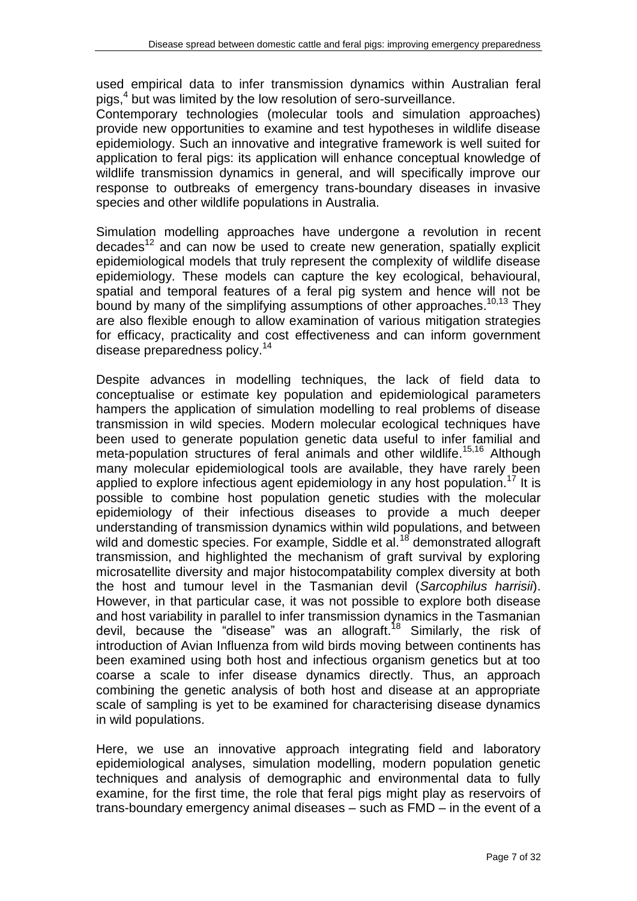used empirical data to infer transmission dynamics within Australian feral pigs,[4] but was limited by the low resolution of sero-surveillance.
Contemporary technologies (molecular tools and simulation approaches) provide new opportunities to examine and test hypotheses in wildlife disease epidemiology. Such an innovative and integrative framework is well suited for application to feral pigs: its application will enhance conceptual knowledge of wildlife transmission dynamics in general, and will specifically improve our response to outbreaks of emergency trans-boundary diseases in invasive species and other wildlife populations in Australia.

Simulation modelling approaches have undergone a revolution in recent decades[12] and can now be used to create new generation, spatially explicit epidemiological models that truly represent the complexity of wildlife disease epidemiology. These models can capture the key ecological, behavioural, spatial and temporal features of a feral pig system and hence will not be bound by many of the simplifying assumptions of other approaches.[10,13] They are also flexible enough to allow examination of various mitigation strategies for efficacy, practicality and cost effectiveness and can inform government disease preparedness policy.[14]

Despite advances in modelling techniques, the lack of field data to conceptualise or estimate key population and epidemiological parameters hampers the application of simulation modelling to real problems of disease transmission in wild species. Modern molecular ecological techniques have been used to generate population genetic data useful to infer familial and meta-population structures of feral animals and other wildlife.[15,16] Although many molecular epidemiological tools are available, they have rarely been applied to explore infectious agent epidemiology in any host population.[17] It is possible to combine host population genetic studies with the molecular epidemiology of their infectious diseases to provide a much deeper understanding of transmission dynamics within wild populations, and between wild and domestic species. For example, Siddle et al.[18] demonstrated allograft transmission, and highlighted the mechanism of graft survival by exploring microsatellite diversity and major histocompatability complex diversity at both the host and tumour level in the Tasmanian devil (*Sarcophilus harrisii*). However, in that particular case, it was not possible to explore both disease and host variability in parallel to infer transmission dynamics in the Tasmanian devil, because the "disease" was an allograft.[18] Similarly, the risk of introduction of Avian Influenza from wild birds moving between continents has been examined using both host and infectious organism genetics but at too coarse a scale to infer disease dynamics directly. Thus, an approach combining the genetic analysis of both host and disease at an appropriate scale of sampling is yet to be examined for characterising disease dynamics in wild populations.

Here, we use an innovative approach integrating field and laboratory epidemiological analyses, simulation modelling, modern population genetic techniques and analysis of demographic and environmental data to fully examine, for the first time, the role that feral pigs might play as reservoirs of trans-boundary emergency animal diseases – such as FMD – in the event of a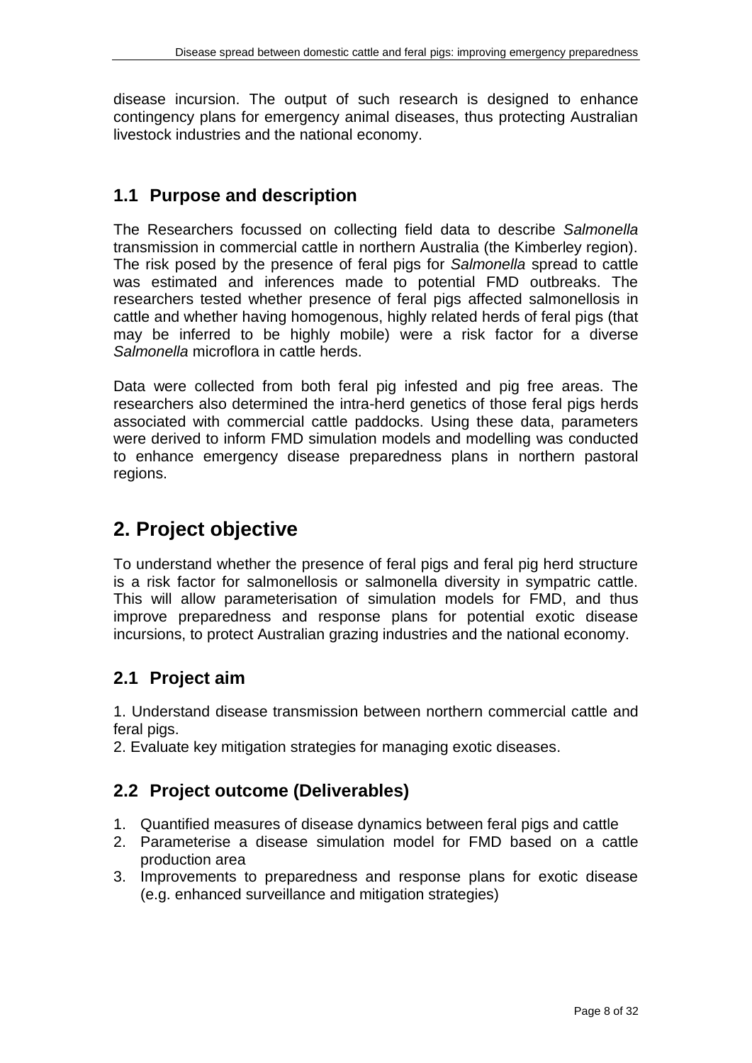disease incursion. The output of such research is designed to enhance contingency plans for emergency animal diseases, thus protecting Australian livestock industries and the national economy.

## 1.1 Purpose and description

The Researchers focussed on collecting field data to describe *Salmonella* transmission in commercial cattle in northern Australia (the Kimberley region). The risk posed by the presence of feral pigs for *Salmonella* spread to cattle was estimated and inferences made to potential FMD outbreaks. The researchers tested whether presence of feral pigs affected salmonellosis in cattle and whether having homogenous, highly related herds of feral pigs (that may be inferred to be highly mobile) were a risk factor for a diverse *Salmonella* microflora in cattle herds.

Data were collected from both feral pig infested and pig free areas. The researchers also determined the intra-herd genetics of those feral pigs herds associated with commercial cattle paddocks. Using these data, parameters were derived to inform FMD simulation models and modelling was conducted to enhance emergency disease preparedness plans in northern pastoral regions.

# 2. Project objective

To understand whether the presence of feral pigs and feral pig herd structure is a risk factor for salmonellosis or salmonella diversity in sympatric cattle. This will allow parameterisation of simulation models for FMD, and thus improve preparedness and response plans for potential exotic disease incursions, to protect Australian grazing industries and the national economy.

## 2.1 Project aim

1. Understand disease transmission between northern commercial cattle and feral pigs.
2. Evaluate key mitigation strategies for managing exotic diseases.

## 2.2 Project outcome (Deliverables)

1. Quantified measures of disease dynamics between feral pigs and cattle
2. Parameterise a disease simulation model for FMD based on a cattle production area
3. Improvements to preparedness and response plans for exotic disease (e.g. enhanced surveillance and mitigation strategies)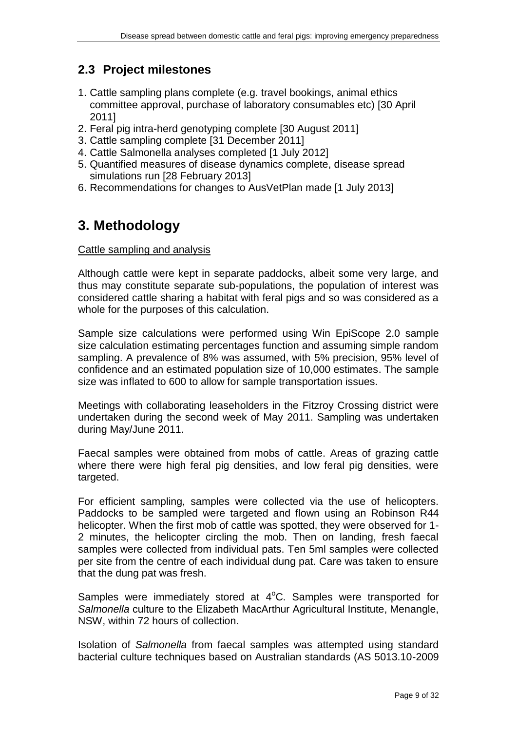## 2.3 Project milestones

1. Cattle sampling plans complete (e.g. travel bookings, animal ethics committee approval, purchase of laboratory consumables etc) [30 April 2011]
2. Feral pig intra-herd genotyping complete [30 August 2011]
3. Cattle sampling complete [31 December 2011]
4. Cattle Salmonella analyses completed [1 July 2012]
5. Quantified measures of disease dynamics complete, disease spread simulations run [28 February 2013]
6. Recommendations for changes to AusVetPlan made [1 July 2013]

# 3. Methodology

Cattle sampling and analysis

Although cattle were kept in separate paddocks, albeit some very large, and thus may constitute separate sub-populations, the population of interest was considered cattle sharing a habitat with feral pigs and so was considered as a whole for the purposes of this calculation.

Sample size calculations were performed using Win EpiScope 2.0 sample size calculation estimating percentages function and assuming simple random sampling. A prevalence of 8% was assumed, with 5% precision, 95% level of confidence and an estimated population size of 10,000 estimates. The sample size was inflated to 600 to allow for sample transportation issues.

Meetings with collaborating leaseholders in the Fitzroy Crossing district were undertaken during the second week of May 2011. Sampling was undertaken during May/June 2011.

Faecal samples were obtained from mobs of cattle. Areas of grazing cattle where there were high feral pig densities, and low feral pig densities, were targeted.

For efficient sampling, samples were collected via the use of helicopters. Paddocks to be sampled were targeted and flown using an Robinson R44 helicopter. When the first mob of cattle was spotted, they were observed for 1-2 minutes, the helicopter circling the mob. Then on landing, fresh faecal samples were collected from individual pats. Ten 5ml samples were collected per site from the centre of each individual dung pat. Care was taken to ensure that the dung pat was fresh.

Samples were immediately stored at 4°C. Samples were transported for *Salmonella* culture to the Elizabeth MacArthur Agricultural Institute, Menangle, NSW, within 72 hours of collection.

Isolation of *Salmonella* from faecal samples was attempted using standard bacterial culture techniques based on Australian standards (AS 5013.10-2009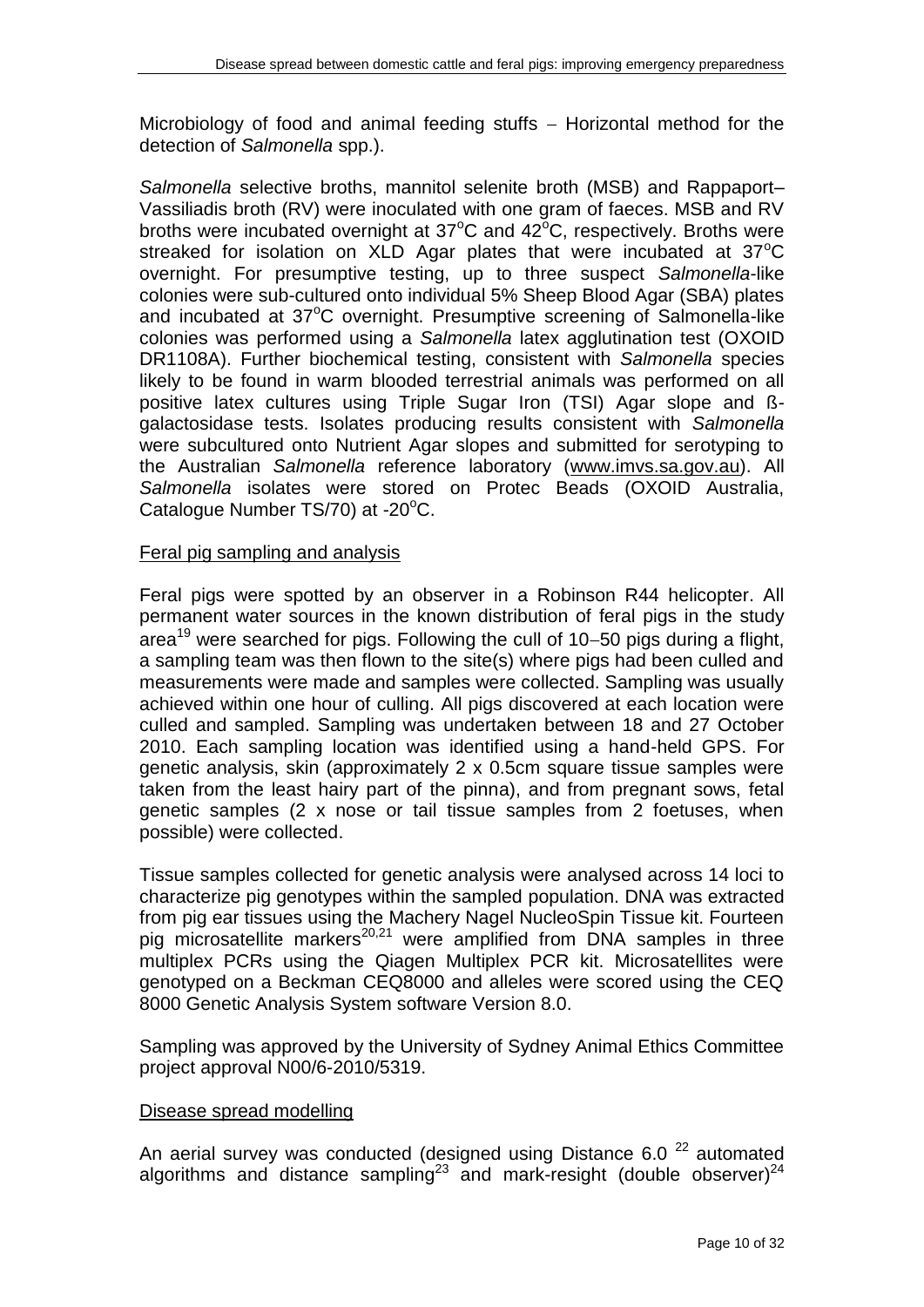Microbiology of food and animal feeding stuffs – Horizontal method for the detection of *Salmonella* spp.).

*Salmonella* selective broths, mannitol selenite broth (MSB) and Rappaport–Vassiliadis broth (RV) were inoculated with one gram of faeces. MSB and RV broths were incubated overnight at 37°C and 42°C, respectively. Broths were streaked for isolation on XLD Agar plates that were incubated at 37°C overnight. For presumptive testing, up to three suspect *Salmonella*-like colonies were sub-cultured onto individual 5% Sheep Blood Agar (SBA) plates and incubated at 37°C overnight. Presumptive screening of Salmonella-like colonies was performed using a *Salmonella* latex agglutination test (OXOID DR1108A). Further biochemical testing, consistent with *Salmonella* species likely to be found in warm blooded terrestrial animals was performed on all positive latex cultures using Triple Sugar Iron (TSI) Agar slope and ß-galactosidase tests. Isolates producing results consistent with *Salmonella* were subcultured onto Nutrient Agar slopes and submitted for serotyping to the Australian *Salmonella* reference laboratory (www.imvs.sa.gov.au). All *Salmonella* isolates were stored on Protec Beads (OXOID Australia, Catalogue Number TS/70) at -20°C.

## Feral pig sampling and analysis

Feral pigs were spotted by an observer in a Robinson R44 helicopter. All permanent water sources in the known distribution of feral pigs in the study area[19] were searched for pigs. Following the cull of 10–50 pigs during a flight, a sampling team was then flown to the site(s) where pigs had been culled and measurements were made and samples were collected. Sampling was usually achieved within one hour of culling. All pigs discovered at each location were culled and sampled. Sampling was undertaken between 18 and 27 October 2010. Each sampling location was identified using a hand-held GPS. For genetic analysis, skin (approximately 2 x 0.5cm square tissue samples were taken from the least hairy part of the pinna), and from pregnant sows, fetal genetic samples (2 x nose or tail tissue samples from 2 foetuses, when possible) were collected.

Tissue samples collected for genetic analysis were analysed across 14 loci to characterize pig genotypes within the sampled population. DNA was extracted from pig ear tissues using the Machery Nagel NucleoSpin Tissue kit. Fourteen pig microsatellite markers[20,21] were amplified from DNA samples in three multiplex PCRs using the Qiagen Multiplex PCR kit. Microsatellites were genotyped on a Beckman CEQ8000 and alleles were scored using the CEQ 8000 Genetic Analysis System software Version 8.0.

Sampling was approved by the University of Sydney Animal Ethics Committee project approval N00/6-2010/5319.

## Disease spread modelling

An aerial survey was conducted (designed using Distance 6.0 [22] automated algorithms and distance sampling[23] and mark-resight (double observer)[24]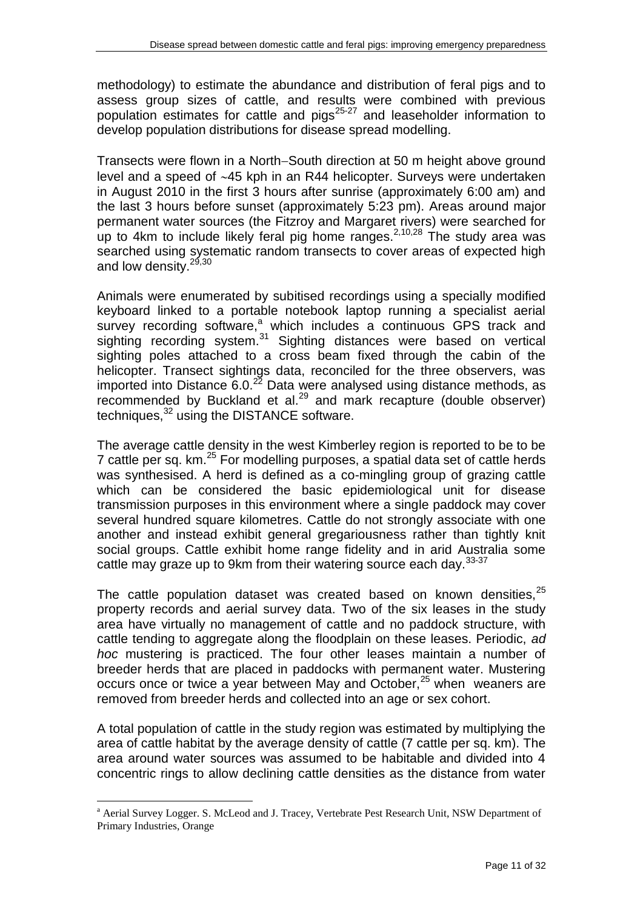methodology) to estimate the abundance and distribution of feral pigs and to assess group sizes of cattle, and results were combined with previous population estimates for cattle and pigs[25-27] and leaseholder information to develop population distributions for disease spread modelling.

Transects were flown in a North−South direction at 50 m height above ground level and a speed of ~45 kph in an R44 helicopter. Surveys were undertaken in August 2010 in the first 3 hours after sunrise (approximately 6:00 am) and the last 3 hours before sunset (approximately 5:23 pm). Areas around major permanent water sources (the Fitzroy and Margaret rivers) were searched for up to 4km to include likely feral pig home ranges.[2,10,28] The study area was searched using systematic random transects to cover areas of expected high and low density.[29,30]

Animals were enumerated by subitised recordings using a specially modified keyboard linked to a portable notebook laptop running a specialist aerial survey recording software,[a] which includes a continuous GPS track and sighting recording system.[31] Sighting distances were based on vertical sighting poles attached to a cross beam fixed through the cabin of the helicopter. Transect sightings data, reconciled for the three observers, was imported into Distance 6.0.[22] Data were analysed using distance methods, as recommended by Buckland et al.[29] and mark recapture (double observer) techniques,[32] using the DISTANCE software.

The average cattle density in the west Kimberley region is reported to be to be 7 cattle per sq. km.[25] For modelling purposes, a spatial data set of cattle herds was synthesised. A herd is defined as a co-mingling group of grazing cattle which can be considered the basic epidemiological unit for disease transmission purposes in this environment where a single paddock may cover several hundred square kilometres. Cattle do not strongly associate with one another and instead exhibit general gregariousness rather than tightly knit social groups. Cattle exhibit home range fidelity and in arid Australia some cattle may graze up to 9km from their watering source each day.[33-37]

The cattle population dataset was created based on known densities,[25] property records and aerial survey data. Two of the six leases in the study area have virtually no management of cattle and no paddock structure, with cattle tending to aggregate along the floodplain on these leases. Periodic, *ad hoc* mustering is practiced. The four other leases maintain a number of breeder herds that are placed in paddocks with permanent water. Mustering occurs once or twice a year between May and October,[25] when weaners are removed from breeder herds and collected into an age or sex cohort.

A total population of cattle in the study region was estimated by multiplying the area of cattle habitat by the average density of cattle (7 cattle per sq. km). The area around water sources was assumed to be habitable and divided into 4 concentric rings to allow declining cattle densities as the distance from water

---

[a] Aerial Survey Logger. S. McLeod and J. Tracey, Vertebrate Pest Research Unit, NSW Department of Primary Industries, Orange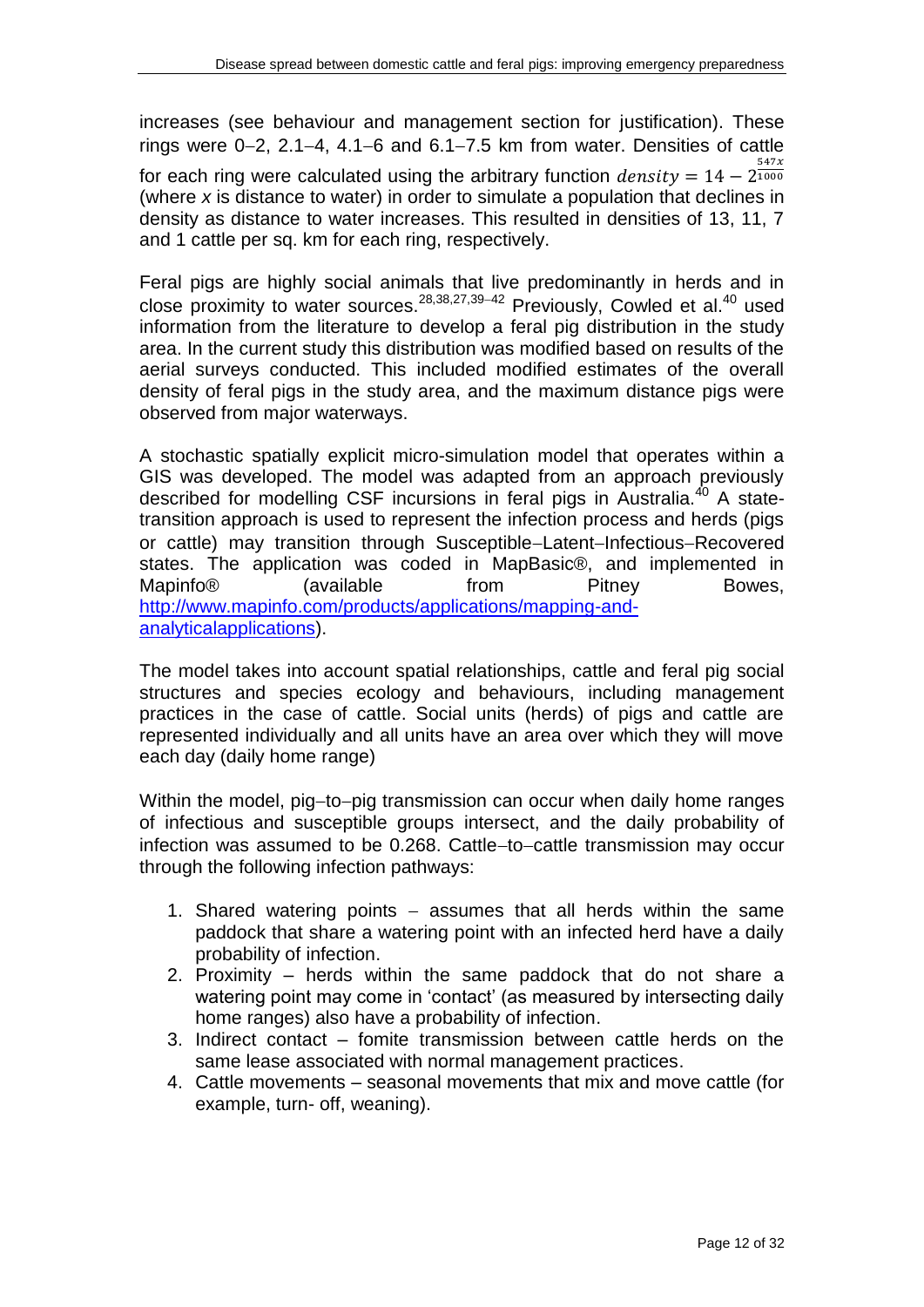increases (see behaviour and management section for justification). These rings were 0–2, 2.1–4, 4.1–6 and 6.1–7.5 km from water. Densities of cattle for each ring were calculated using the arbitrary function $density = 14 - 2^{\frac{547x}{1000}}$ (where *x* is distance to water) in order to simulate a population that declines in density as distance to water increases. This resulted in densities of 13, 11, 7 and 1 cattle per sq. km for each ring, respectively.

Feral pigs are highly social animals that live predominantly in herds and in close proximity to water sources.[28,38,27,39–42] Previously, Cowled et al.[40] used information from the literature to develop a feral pig distribution in the study area. In the current study this distribution was modified based on results of the aerial surveys conducted. This included modified estimates of the overall density of feral pigs in the study area, and the maximum distance pigs were observed from major waterways.

A stochastic spatially explicit micro-simulation model that operates within a GIS was developed. The model was adapted from an approach previously described for modelling CSF incursions in feral pigs in Australia.[40] A state-transition approach is used to represent the infection process and herds (pigs or cattle) may transition through Susceptible–Latent–Infectious–Recovered states. The application was coded in MapBasic®, and implemented in Mapinfo® (available from Pitney Bowes, [http://www.mapinfo.com/products/applications/mapping-and-analyticalapplications](http://www.mapinfo.com/products/applications/mapping-and-analyticalapplications)).

The model takes into account spatial relationships, cattle and feral pig social structures and species ecology and behaviours, including management practices in the case of cattle. Social units (herds) of pigs and cattle are represented individually and all units have an area over which they will move each day (daily home range)

Within the model, pig–to–pig transmission can occur when daily home ranges of infectious and susceptible groups intersect, and the daily probability of infection was assumed to be 0.268. Cattle–to–cattle transmission may occur through the following infection pathways:

1. Shared watering points – assumes that all herds within the same paddock that share a watering point with an infected herd have a daily probability of infection.
2. Proximity – herds within the same paddock that do not share a watering point may come in 'contact' (as measured by intersecting daily home ranges) also have a probability of infection.
3. Indirect contact – fomite transmission between cattle herds on the same lease associated with normal management practices.
4. Cattle movements – seasonal movements that mix and move cattle (for example, turn- off, weaning).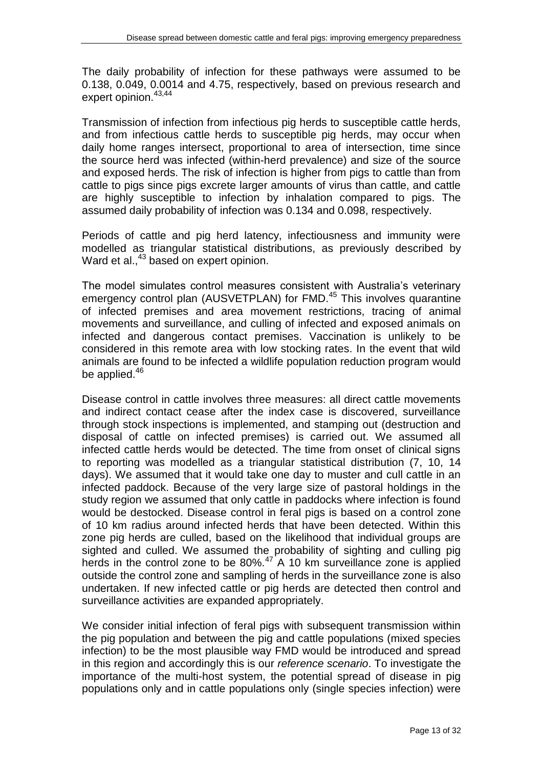The daily probability of infection for these pathways were assumed to be 0.138, 0.049, 0.0014 and 4.75, respectively, based on previous research and expert opinion.[43,44]

Transmission of infection from infectious pig herds to susceptible cattle herds, and from infectious cattle herds to susceptible pig herds, may occur when daily home ranges intersect, proportional to area of intersection, time since the source herd was infected (within-herd prevalence) and size of the source and exposed herds. The risk of infection is higher from pigs to cattle than from cattle to pigs since pigs excrete larger amounts of virus than cattle, and cattle are highly susceptible to infection by inhalation compared to pigs. The assumed daily probability of infection was 0.134 and 0.098, respectively.

Periods of cattle and pig herd latency, infectiousness and immunity were modelled as triangular statistical distributions, as previously described by Ward et al.,[43] based on expert opinion.

The model simulates control measures consistent with Australia's veterinary emergency control plan (AUSVETPLAN) for FMD.[45] This involves quarantine of infected premises and area movement restrictions, tracing of animal movements and surveillance, and culling of infected and exposed animals on infected and dangerous contact premises. Vaccination is unlikely to be considered in this remote area with low stocking rates. In the event that wild animals are found to be infected a wildlife population reduction program would be applied.[46]

Disease control in cattle involves three measures: all direct cattle movements and indirect contact cease after the index case is discovered, surveillance through stock inspections is implemented, and stamping out (destruction and disposal of cattle on infected premises) is carried out. We assumed all infected cattle herds would be detected. The time from onset of clinical signs to reporting was modelled as a triangular statistical distribution (7, 10, 14 days). We assumed that it would take one day to muster and cull cattle in an infected paddock. Because of the very large size of pastoral holdings in the study region we assumed that only cattle in paddocks where infection is found would be destocked. Disease control in feral pigs is based on a control zone of 10 km radius around infected herds that have been detected. Within this zone pig herds are culled, based on the likelihood that individual groups are sighted and culled. We assumed the probability of sighting and culling pig herds in the control zone to be 80%.[47] A 10 km surveillance zone is applied outside the control zone and sampling of herds in the surveillance zone is also undertaken. If new infected cattle or pig herds are detected then control and surveillance activities are expanded appropriately.

We consider initial infection of feral pigs with subsequent transmission within the pig population and between the pig and cattle populations (mixed species infection) to be the most plausible way FMD would be introduced and spread in this region and accordingly this is our *reference scenario*. To investigate the importance of the multi-host system, the potential spread of disease in pig populations only and in cattle populations only (single species infection) were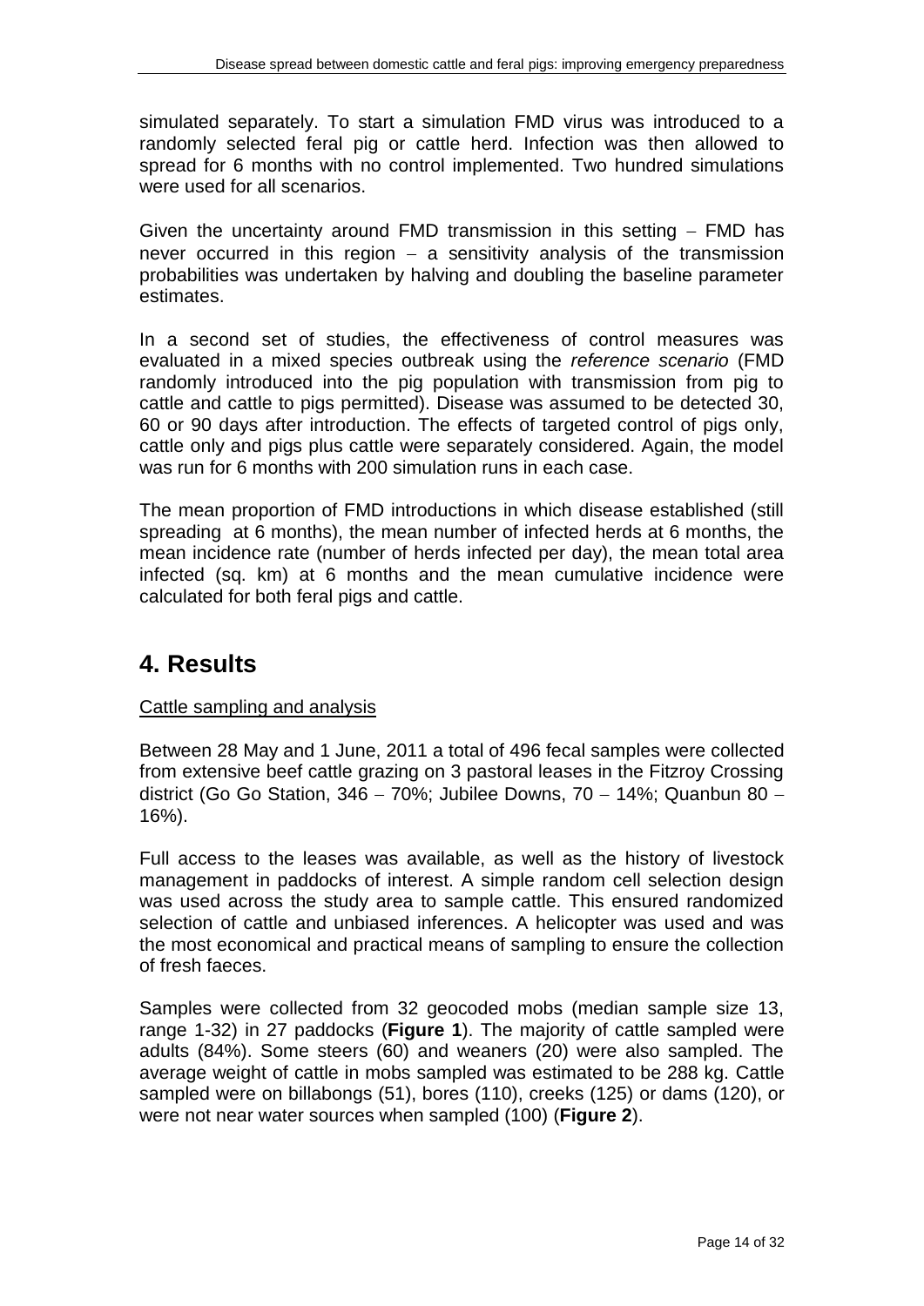simulated separately. To start a simulation FMD virus was introduced to a randomly selected feral pig or cattle herd. Infection was then allowed to spread for 6 months with no control implemented. Two hundred simulations were used for all scenarios.

Given the uncertainty around FMD transmission in this setting − FMD has never occurred in this region − a sensitivity analysis of the transmission probabilities was undertaken by halving and doubling the baseline parameter estimates.

In a second set of studies, the effectiveness of control measures was evaluated in a mixed species outbreak using the *reference scenario* (FMD randomly introduced into the pig population with transmission from pig to cattle and cattle to pigs permitted). Disease was assumed to be detected 30, 60 or 90 days after introduction. The effects of targeted control of pigs only, cattle only and pigs plus cattle were separately considered. Again, the model was run for 6 months with 200 simulation runs in each case.

The mean proportion of FMD introductions in which disease established (still spreading at 6 months), the mean number of infected herds at 6 months, the mean incidence rate (number of herds infected per day), the mean total area infected (sq. km) at 6 months and the mean cumulative incidence were calculated for both feral pigs and cattle.

# 4. Results

Cattle sampling and analysis

Between 28 May and 1 June, 2011 a total of 496 fecal samples were collected from extensive beef cattle grazing on 3 pastoral leases in the Fitzroy Crossing district (Go Go Station, 346 − 70%; Jubilee Downs, 70 − 14%; Quanbun 80 − 16%).

Full access to the leases was available, as well as the history of livestock management in paddocks of interest. A simple random cell selection design was used across the study area to sample cattle. This ensured randomized selection of cattle and unbiased inferences. A helicopter was used and was the most economical and practical means of sampling to ensure the collection of fresh faeces.

Samples were collected from 32 geocoded mobs (median sample size 13, range 1-32) in 27 paddocks (**Figure 1**). The majority of cattle sampled were adults (84%). Some steers (60) and weaners (20) were also sampled. The average weight of cattle in mobs sampled was estimated to be 288 kg. Cattle sampled were on billabongs (51), bores (110), creeks (125) or dams (120), or were not near water sources when sampled (100) (**Figure 2**).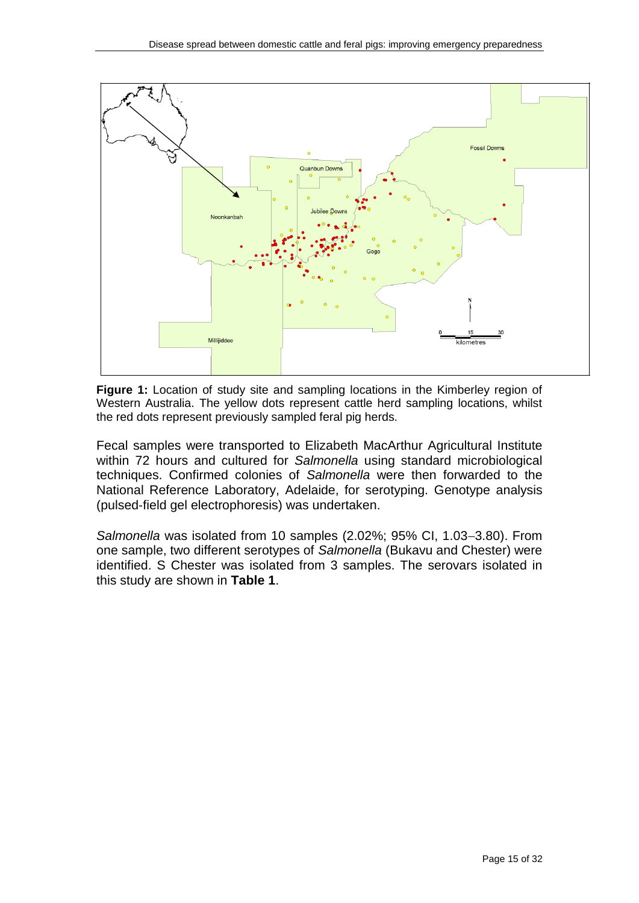**Figure 1:** Location of study site and sampling locations in the Kimberley region of Western Australia. The yellow dots represent cattle herd sampling locations, whilst the red dots represent previously sampled feral pig herds.

Fecal samples were transported to Elizabeth MacArthur Agricultural Institute within 72 hours and cultured for *Salmonella* using standard microbiological techniques. Confirmed colonies of *Salmonella* were then forwarded to the National Reference Laboratory, Adelaide, for serotyping. Genotype analysis (pulsed-field gel electrophoresis) was undertaken.

*Salmonella* was isolated from 10 samples (2.02%; 95% CI, 1.03–3.80). From one sample, two different serotypes of *Salmonella* (Bukavu and Chester) were identified. S Chester was isolated from 3 samples. The serovars isolated in this study are shown in **Table 1**.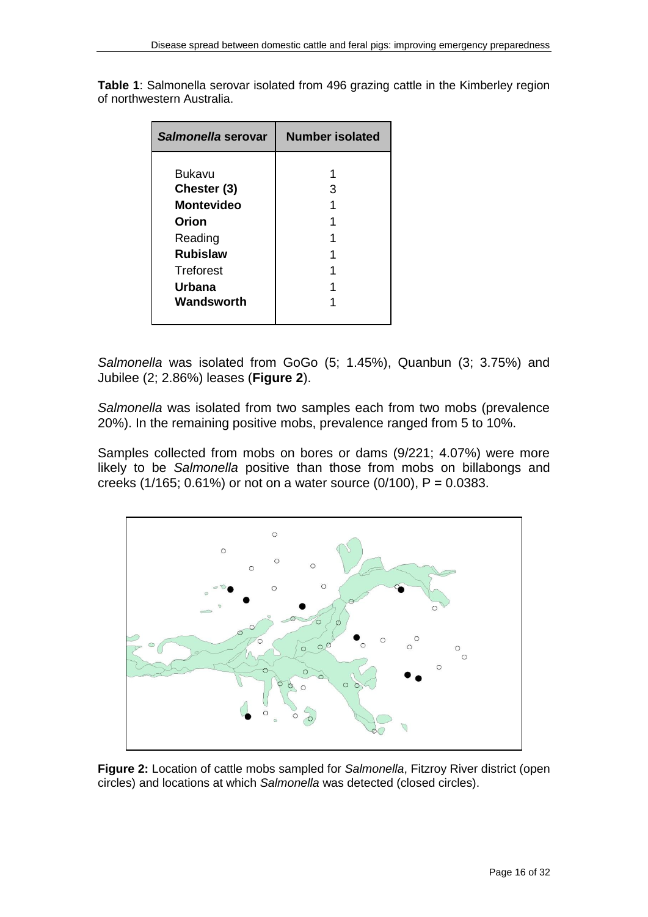**Table 1**: Salmonella serovar isolated from 496 grazing cattle in the Kimberley region of northwestern Australia.

| *Salmonella* serovar | Number isolated |
|---|---|
| Bukavu | 1 |
| **Chester (3)** | 3 |
| **Montevideo** | 1 |
| **Orion** | 1 |
| Reading | 1 |
| **Rubislaw** | 1 |
| Treforest | 1 |
| **Urbana** | 1 |
| **Wandsworth** | 1 |

*Salmonella* was isolated from GoGo (5; 1.45%), Quanbun (3; 3.75%) and Jubilee (2; 2.86%) leases (**Figure 2**).

*Salmonella* was isolated from two samples each from two mobs (prevalence 20%). In the remaining positive mobs, prevalence ranged from 5 to 10%.

Samples collected from mobs on bores or dams (9/221; 4.07%) were more likely to be *Salmonella* positive than those from mobs on billabongs and creeks (1/165; 0.61%) or not on a water source (0/100), P = 0.0383.

**Figure 2:** Location of cattle mobs sampled for *Salmonella*, Fitzroy River district (open circles) and locations at which *Salmonella* was detected (closed circles).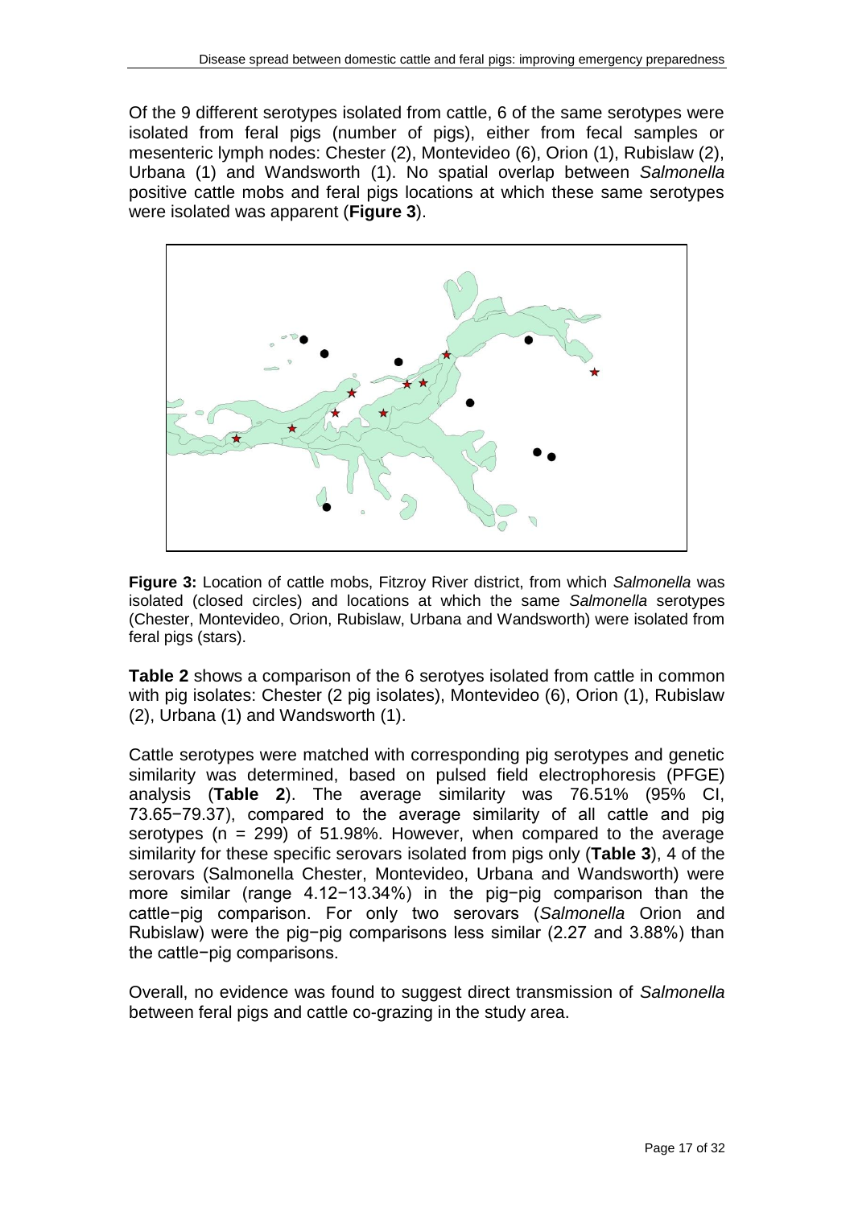Of the 9 different serotypes isolated from cattle, 6 of the same serotypes were isolated from feral pigs (number of pigs), either from fecal samples or mesenteric lymph nodes: Chester (2), Montevideo (6), Orion (1), Rubislaw (2), Urbana (1) and Wandsworth (1). No spatial overlap between *Salmonella* positive cattle mobs and feral pigs locations at which these same serotypes were isolated was apparent (**Figure 3**).

**Figure 3:** Location of cattle mobs, Fitzroy River district, from which *Salmonella* was isolated (closed circles) and locations at which the same *Salmonella* serotypes (Chester, Montevideo, Orion, Rubislaw, Urbana and Wandsworth) were isolated from feral pigs (stars).

**Table 2** shows a comparison of the 6 serotyes isolated from cattle in common with pig isolates: Chester (2 pig isolates), Montevideo (6), Orion (1), Rubislaw (2), Urbana (1) and Wandsworth (1).

Cattle serotypes were matched with corresponding pig serotypes and genetic similarity was determined, based on pulsed field electrophoresis (PFGE) analysis (**Table 2**). The average similarity was 76.51% (95% CI, 73.65−79.37), compared to the average similarity of all cattle and pig serotypes (n = 299) of 51.98%. However, when compared to the average similarity for these specific serovars isolated from pigs only (**Table 3**), 4 of the serovars (Salmonella Chester, Montevideo, Urbana and Wandsworth) were more similar (range 4.12−13.34%) in the pig−pig comparison than the cattle−pig comparison. For only two serovars (*Salmonella* Orion and Rubislaw) were the pig−pig comparisons less similar (2.27 and 3.88%) than the cattle−pig comparisons.

Overall, no evidence was found to suggest direct transmission of *Salmonella* between feral pigs and cattle co-grazing in the study area.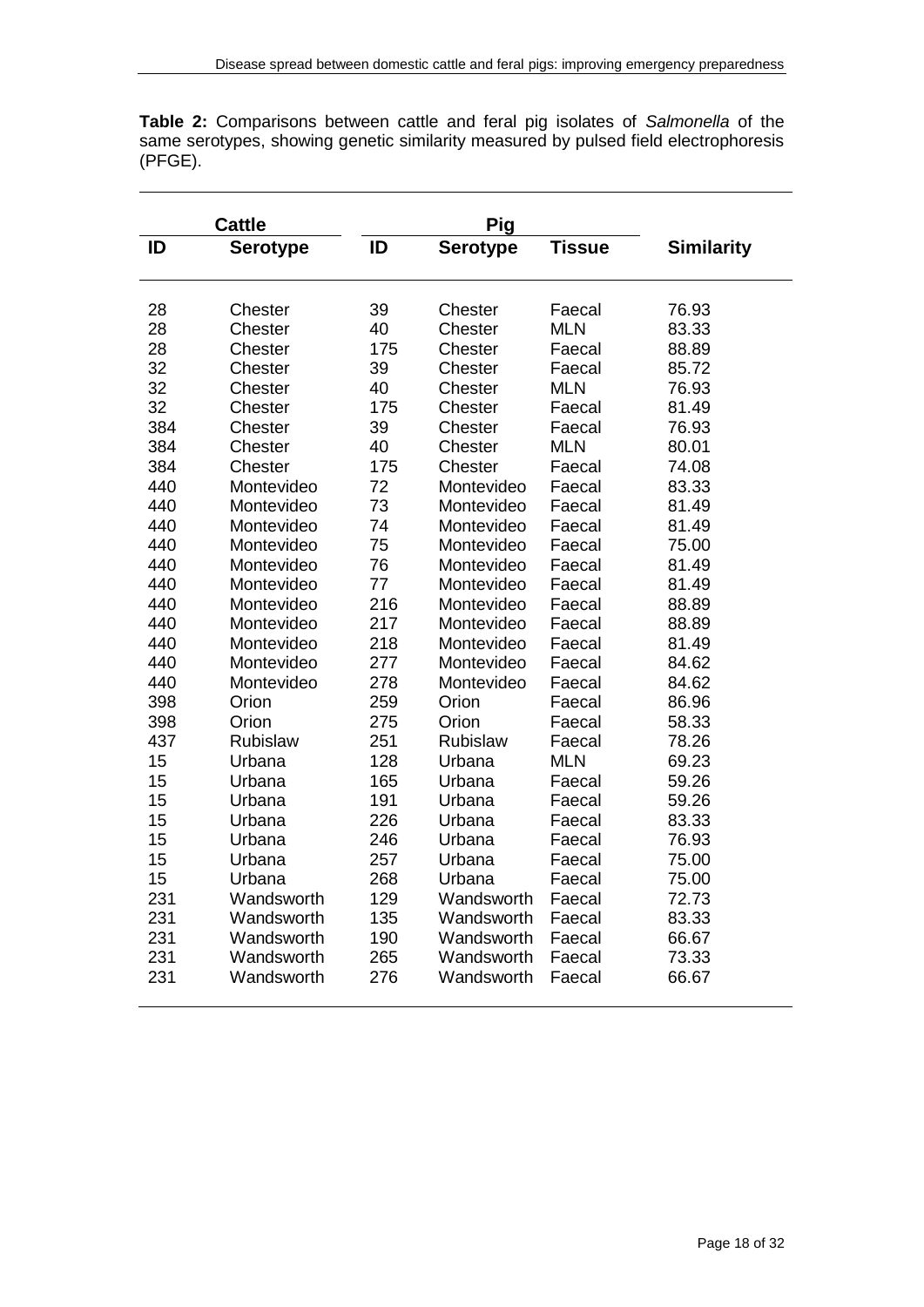**Table 2:** Comparisons between cattle and feral pig isolates of *Salmonella* of the same serotypes, showing genetic similarity measured by pulsed field electrophoresis (PFGE).

| Cattle | | Pig | | | |
|---|---|---|---|---|---|
| **ID** | **Serotype** | **ID** | **Serotype** | **Tissue** | **Similarity** |
| 28 | Chester | 39 | Chester | Faecal | 76.93 |
| 28 | Chester | 40 | Chester | MLN | 83.33 |
| 28 | Chester | 175 | Chester | Faecal | 88.89 |
| 32 | Chester | 39 | Chester | Faecal | 85.72 |
| 32 | Chester | 40 | Chester | MLN | 76.93 |
| 32 | Chester | 175 | Chester | Faecal | 81.49 |
| 384 | Chester | 39 | Chester | Faecal | 76.93 |
| 384 | Chester | 40 | Chester | MLN | 80.01 |
| 384 | Chester | 175 | Chester | Faecal | 74.08 |
| 440 | Montevideo | 72 | Montevideo | Faecal | 83.33 |
| 440 | Montevideo | 73 | Montevideo | Faecal | 81.49 |
| 440 | Montevideo | 74 | Montevideo | Faecal | 81.49 |
| 440 | Montevideo | 75 | Montevideo | Faecal | 75.00 |
| 440 | Montevideo | 76 | Montevideo | Faecal | 81.49 |
| 440 | Montevideo | 77 | Montevideo | Faecal | 81.49 |
| 440 | Montevideo | 216 | Montevideo | Faecal | 88.89 |
| 440 | Montevideo | 217 | Montevideo | Faecal | 88.89 |
| 440 | Montevideo | 218 | Montevideo | Faecal | 81.49 |
| 440 | Montevideo | 277 | Montevideo | Faecal | 84.62 |
| 440 | Montevideo | 278 | Montevideo | Faecal | 84.62 |
| 398 | Orion | 259 | Orion | Faecal | 86.96 |
| 398 | Orion | 275 | Orion | Faecal | 58.33 |
| 437 | Rubislaw | 251 | Rubislaw | Faecal | 78.26 |
| 15 | Urbana | 128 | Urbana | MLN | 69.23 |
| 15 | Urbana | 165 | Urbana | Faecal | 59.26 |
| 15 | Urbana | 191 | Urbana | Faecal | 59.26 |
| 15 | Urbana | 226 | Urbana | Faecal | 83.33 |
| 15 | Urbana | 246 | Urbana | Faecal | 76.93 |
| 15 | Urbana | 257 | Urbana | Faecal | 75.00 |
| 15 | Urbana | 268 | Urbana | Faecal | 75.00 |
| 231 | Wandsworth | 129 | Wandsworth | Faecal | 72.73 |
| 231 | Wandsworth | 135 | Wandsworth | Faecal | 83.33 |
| 231 | Wandsworth | 190 | Wandsworth | Faecal | 66.67 |
| 231 | Wandsworth | 265 | Wandsworth | Faecal | 73.33 |
| 231 | Wandsworth | 276 | Wandsworth | Faecal | 66.67 |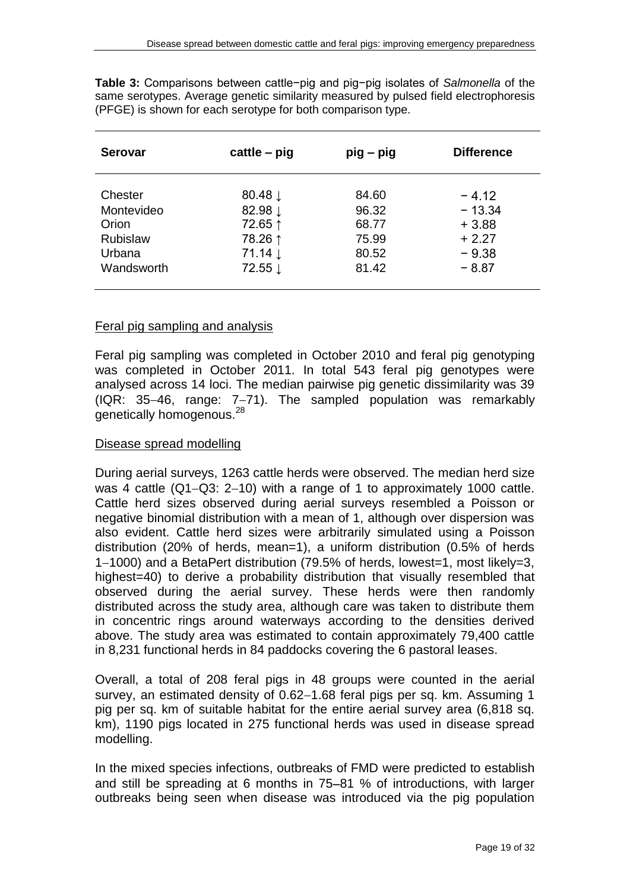**Table 3:** Comparisons between cattle−pig and pig−pig isolates of *Salmonella* of the same serotypes. Average genetic similarity measured by pulsed field electrophoresis (PFGE) is shown for each serotype for both comparison type.

| Serovar | cattle – pig | pig – pig | Difference |
|---|---|---|---|
| Chester | 80.48 ↓ | 84.60 | − 4.12 |
| Montevideo | 82.98 ↓ | 96.32 | − 13.34 |
| Orion | 72.65 ↑ | 68.77 | + 3.88 |
| Rubislaw | 78.26 ↑ | 75.99 | + 2.27 |
| Urbana | 71.14 ↓ | 80.52 | − 9.38 |
| Wandsworth | 72.55 ↓ | 81.42 | − 8.87 |

Feral pig sampling and analysis

Feral pig sampling was completed in October 2010 and feral pig genotyping was completed in October 2011. In total 543 feral pig genotypes were analysed across 14 loci. The median pairwise pig genetic dissimilarity was 39 (IQR: 35−46, range: 7−71). The sampled population was remarkably genetically homogenous.[28]

Disease spread modelling

During aerial surveys, 1263 cattle herds were observed. The median herd size was 4 cattle (Q1−Q3: 2−10) with a range of 1 to approximately 1000 cattle. Cattle herd sizes observed during aerial surveys resembled a Poisson or negative binomial distribution with a mean of 1, although over dispersion was also evident. Cattle herd sizes were arbitrarily simulated using a Poisson distribution (20% of herds, mean=1), a uniform distribution (0.5% of herds 1−1000) and a BetaPert distribution (79.5% of herds, lowest=1, most likely=3, highest=40) to derive a probability distribution that visually resembled that observed during the aerial survey. These herds were then randomly distributed across the study area, although care was taken to distribute them in concentric rings around waterways according to the densities derived above. The study area was estimated to contain approximately 79,400 cattle in 8,231 functional herds in 84 paddocks covering the 6 pastoral leases.

Overall, a total of 208 feral pigs in 48 groups were counted in the aerial survey, an estimated density of 0.62−1.68 feral pigs per sq. km. Assuming 1 pig per sq. km of suitable habitat for the entire aerial survey area (6,818 sq. km), 1190 pigs located in 275 functional herds was used in disease spread modelling.

In the mixed species infections, outbreaks of FMD were predicted to establish and still be spreading at 6 months in 75–81 % of introductions, with larger outbreaks being seen when disease was introduced via the pig population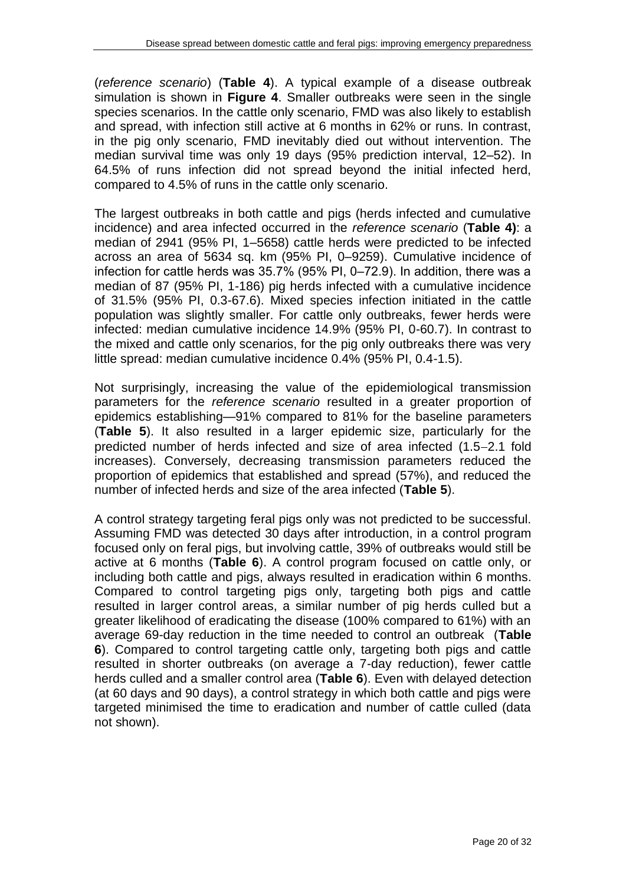(*reference scenario*) (**Table 4**). A typical example of a disease outbreak simulation is shown in **Figure 4**. Smaller outbreaks were seen in the single species scenarios. In the cattle only scenario, FMD was also likely to establish and spread, with infection still active at 6 months in 62% or runs. In contrast, in the pig only scenario, FMD inevitably died out without intervention. The median survival time was only 19 days (95% prediction interval, 12–52). In 64.5% of runs infection did not spread beyond the initial infected herd, compared to 4.5% of runs in the cattle only scenario.

The largest outbreaks in both cattle and pigs (herds infected and cumulative incidence) and area infected occurred in the *reference scenario* (**Table 4)**: a median of 2941 (95% PI, 1–5658) cattle herds were predicted to be infected across an area of 5634 sq. km (95% PI, 0–9259). Cumulative incidence of infection for cattle herds was 35.7% (95% PI, 0–72.9). In addition, there was a median of 87 (95% PI, 1-186) pig herds infected with a cumulative incidence of 31.5% (95% PI, 0.3-67.6). Mixed species infection initiated in the cattle population was slightly smaller. For cattle only outbreaks, fewer herds were infected: median cumulative incidence 14.9% (95% PI, 0-60.7). In contrast to the mixed and cattle only scenarios, for the pig only outbreaks there was very little spread: median cumulative incidence 0.4% (95% PI, 0.4-1.5).

Not surprisingly, increasing the value of the epidemiological transmission parameters for the *reference scenario* resulted in a greater proportion of epidemics establishing—91% compared to 81% for the baseline parameters (**Table 5**). It also resulted in a larger epidemic size, particularly for the predicted number of herds infected and size of area infected (1.5−2.1 fold increases). Conversely, decreasing transmission parameters reduced the proportion of epidemics that established and spread (57%), and reduced the number of infected herds and size of the area infected (**Table 5**).

A control strategy targeting feral pigs only was not predicted to be successful. Assuming FMD was detected 30 days after introduction, in a control program focused only on feral pigs, but involving cattle, 39% of outbreaks would still be active at 6 months (**Table 6**). A control program focused on cattle only, or including both cattle and pigs, always resulted in eradication within 6 months. Compared to control targeting pigs only, targeting both pigs and cattle resulted in larger control areas, a similar number of pig herds culled but a greater likelihood of eradicating the disease (100% compared to 61%) with an average 69-day reduction in the time needed to control an outbreak (**Table 6**). Compared to control targeting cattle only, targeting both pigs and cattle resulted in shorter outbreaks (on average a 7-day reduction), fewer cattle herds culled and a smaller control area (**Table 6**). Even with delayed detection (at 60 days and 90 days), a control strategy in which both cattle and pigs were targeted minimised the time to eradication and number of cattle culled (data not shown).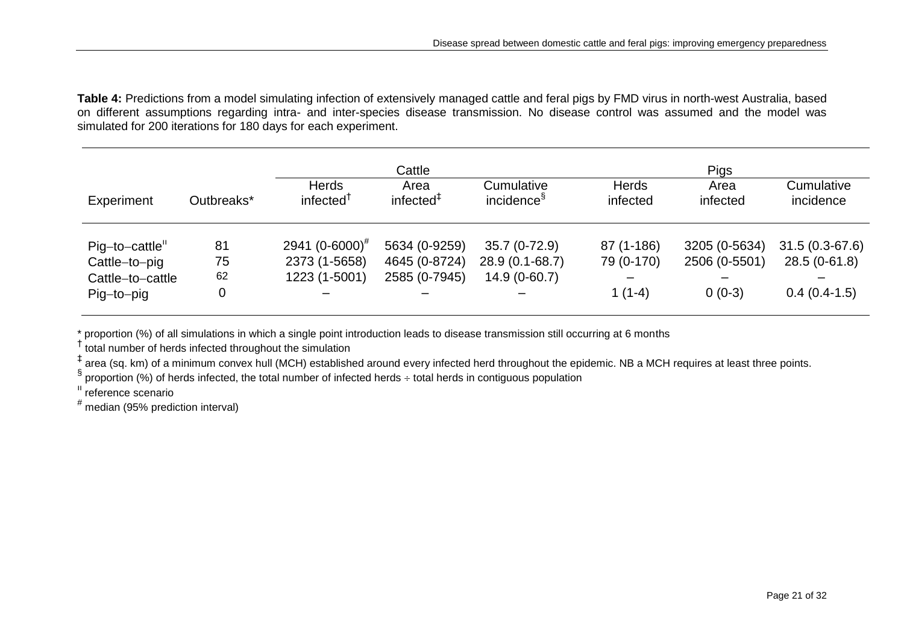**Table 4:** Predictions from a model simulating infection of extensively managed cattle and feral pigs by FMD virus in north-west Australia, based on different assumptions regarding intra- and inter-species disease transmission. No disease control was assumed and the model was simulated for 200 iterations for 180 days for each experiment.

| | | Cattle | | | Pigs | | |
|---|---|---|---|---|---|---|---|
| Experiment | Outbreaks* | Herds infected† | Area infected‡ | Cumulative incidence§ | Herds infected | Area infected | Cumulative incidence |
| Pig–to–cattle‖ | 81 | 2941 (0-6000)# | 5634 (0-9259) | 35.7 (0-72.9) | 87 (1-186) | 3205 (0-5634) | 31.5 (0.3-67.6) |
| Cattle–to–pig | 75 | 2373 (1-5658) | 4645 (0-8724) | 28.9 (0.1-68.7) | 79 (0-170) | 2506 (0-5501) | 28.5 (0-61.8) |
| Cattle–to–cattle | 62 | 1223 (1-5001) | 2585 (0-7945) | 14.9 (0-60.7) | – | – | – |
| Pig–to–pig | 0 | – | – | – | 1 (1-4) | 0 (0-3) | 0.4 (0.4-1.5) |

\* proportion (%) of all simulations in which a single point introduction leads to disease transmission still occurring at 6 months

† total number of herds infected throughout the simulation

‡ area (sq. km) of a minimum convex hull (MCH) established around every infected herd throughout the epidemic. NB a MCH requires at least three points.

§ proportion (%) of herds infected, the total number of infected herds ÷ total herds in contiguous population

‖ reference scenario

\# median (95% prediction interval)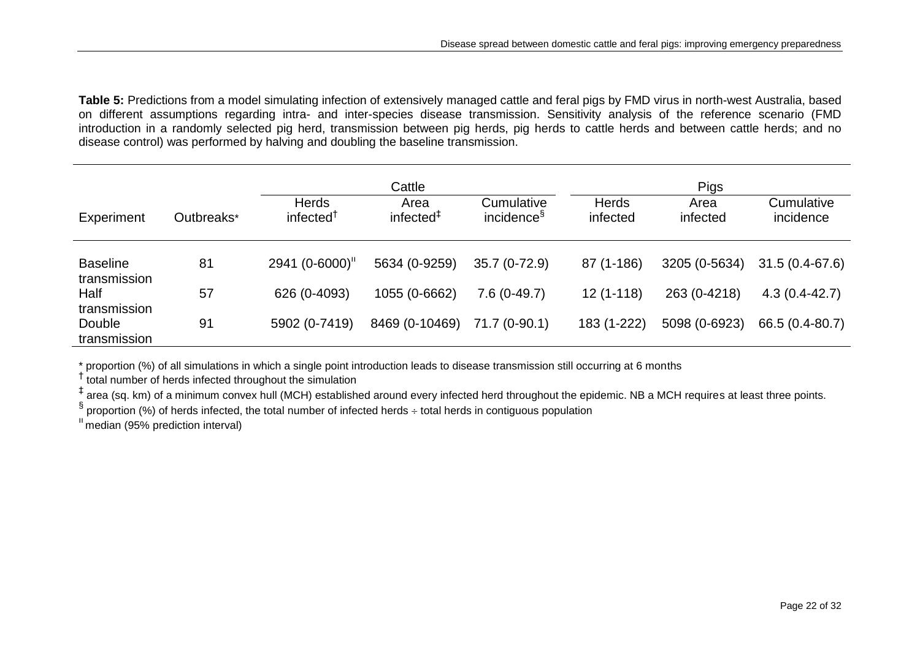**Table 5:** Predictions from a model simulating infection of extensively managed cattle and feral pigs by FMD virus in north-west Australia, based on different assumptions regarding intra- and inter-species disease transmission. Sensitivity analysis of the reference scenario (FMD introduction in a randomly selected pig herd, transmission between pig herds, pig herds to cattle herds and between cattle herds; and no disease control) was performed by halving and doubling the baseline transmission.

| | | Cattle | | | Pigs | | |
|---|---|---|---|---|---|---|---|
| Experiment | Outbreaks* | Herds infected† | Area infected‡ | Cumulative incidence§ | Herds infected | Area infected | Cumulative incidence |
| Baseline transmission | 81 | 2941 (0-6000)ǁ | 5634 (0-9259) | 35.7 (0-72.9) | 87 (1-186) | 3205 (0-5634) | 31.5 (0.4-67.6) |
| Half transmission | 57 | 626 (0-4093) | 1055 (0-6662) | 7.6 (0-49.7) | 12 (1-118) | 263 (0-4218) | 4.3 (0.4-42.7) |
| Double transmission | 91 | 5902 (0-7419) | 8469 (0-10469) | 71.7 (0-90.1) | 183 (1-222) | 5098 (0-6923) | 66.5 (0.4-80.7) |

\* proportion (%) of all simulations in which a single point introduction leads to disease transmission still occurring at 6 months

† total number of herds infected throughout the simulation

‡ area (sq. km) of a minimum convex hull (MCH) established around every infected herd throughout the epidemic. NB a MCH requires at least three points.

§ proportion (%) of herds infected, the total number of infected herds ÷ total herds in contiguous population

ǁ median (95% prediction interval)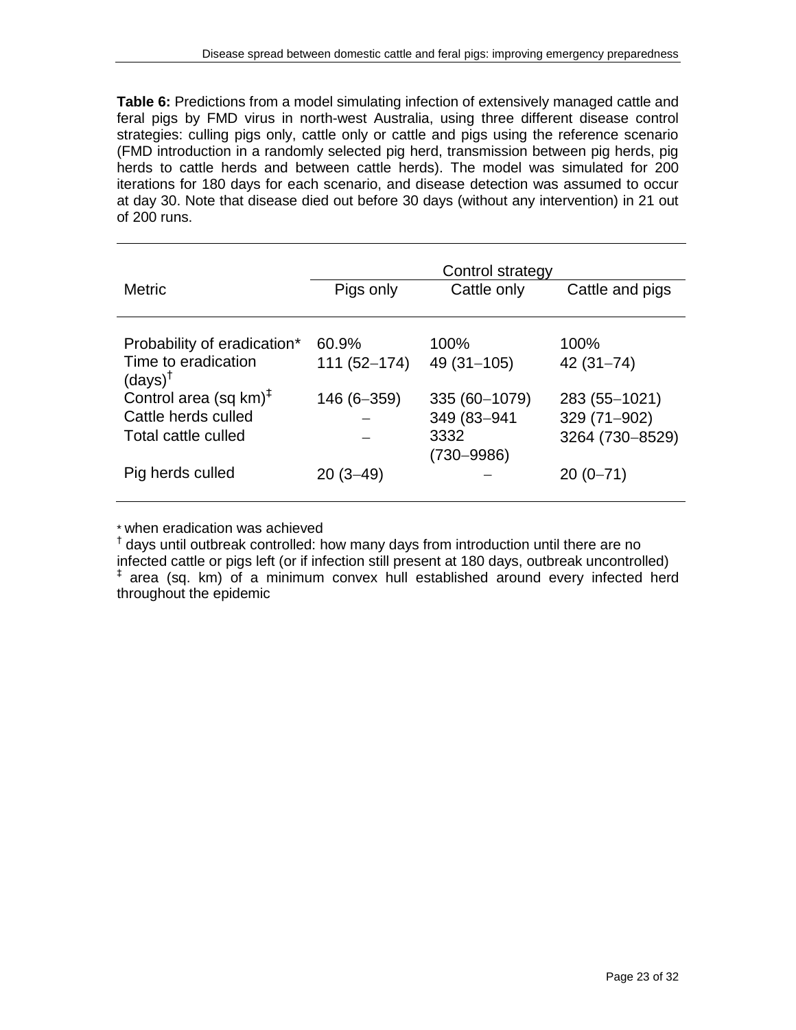**Table 6:** Predictions from a model simulating infection of extensively managed cattle and feral pigs by FMD virus in north-west Australia, using three different disease control strategies: culling pigs only, cattle only or cattle and pigs using the reference scenario (FMD introduction in a randomly selected pig herd, transmission between pig herds, pig herds to cattle herds and between cattle herds). The model was simulated for 200 iterations for 180 days for each scenario, and disease detection was assumed to occur at day 30. Note that disease died out before 30 days (without any intervention) in 21 out of 200 runs.

| Metric | Control strategy | | |
|---|---|---|---|
| | Pigs only | Cattle only | Cattle and pigs |
| Probability of eradication* | 60.9% | 100% | 100% |
| Time to eradication (days)† | 111 (52–174) | 49 (31–105) | 42 (31–74) |
| Control area (sq km)‡ | 146 (6–359) | 335 (60–1079) | 283 (55–1021) |
| Cattle herds culled | – | 349 (83–941 | 329 (71–902) |
| Total cattle culled | – | 3332 (730–9986) | 3264 (730–8529) |
| Pig herds culled | 20 (3–49) | – | 20 (0–71) |

\* when eradication was achieved

† days until outbreak controlled: how many days from introduction until there are no infected cattle or pigs left (or if infection still present at 180 days, outbreak uncontrolled)

‡ area (sq. km) of a minimum convex hull established around every infected herd throughout the epidemic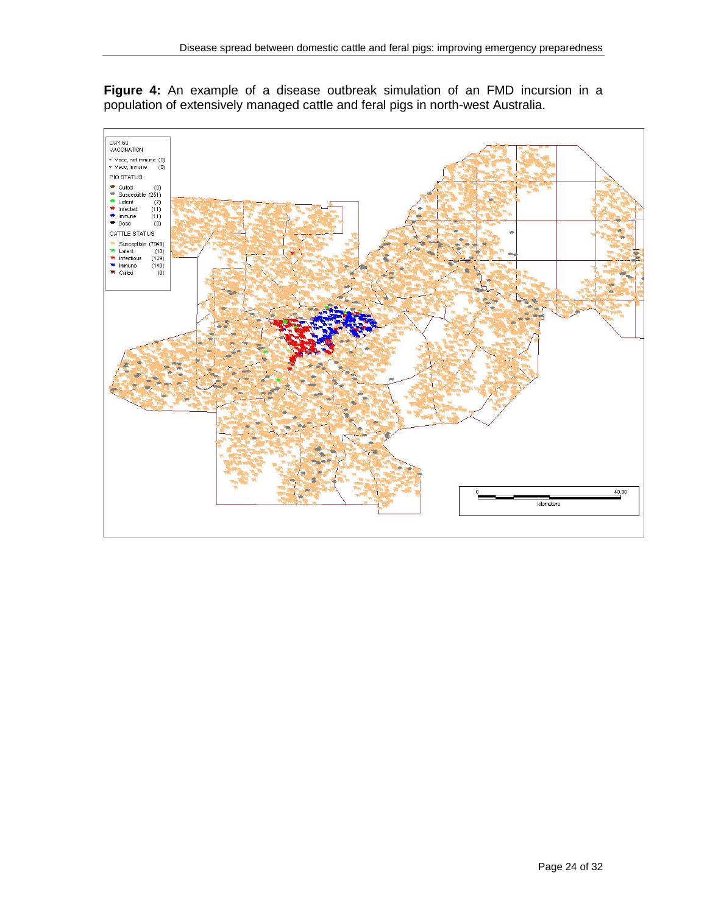**Figure 4:** An example of a disease outbreak simulation of an FMD incursion in a population of extensively managed cattle and feral pigs in north-west Australia.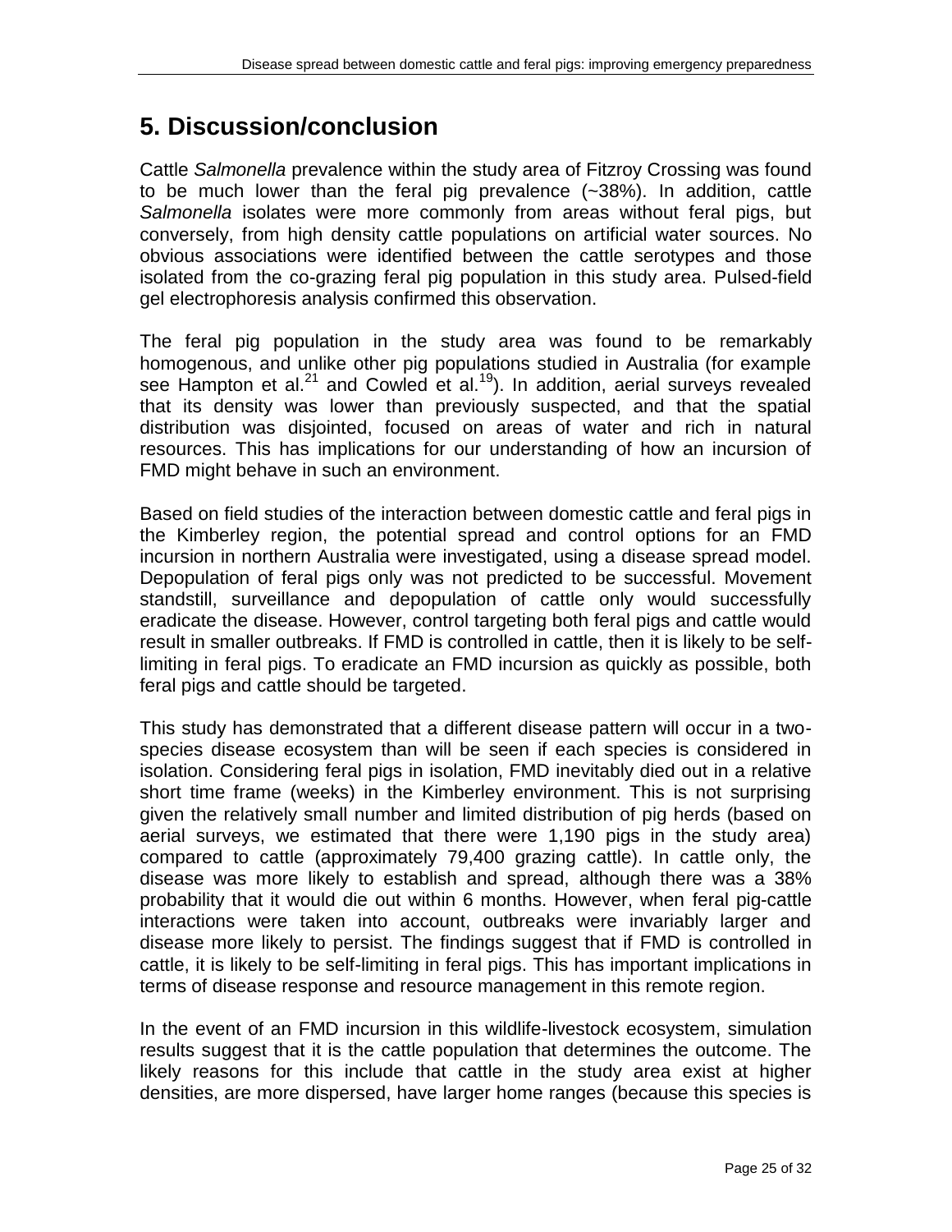# 5. Discussion/conclusion

Cattle *Salmonella* prevalence within the study area of Fitzroy Crossing was found to be much lower than the feral pig prevalence (~38%). In addition, cattle *Salmonella* isolates were more commonly from areas without feral pigs, but conversely, from high density cattle populations on artificial water sources. No obvious associations were identified between the cattle serotypes and those isolated from the co-grazing feral pig population in this study area. Pulsed-field gel electrophoresis analysis confirmed this observation.

The feral pig population in the study area was found to be remarkably homogenous, and unlike other pig populations studied in Australia (for example see Hampton et al.[21] and Cowled et al.[19]). In addition, aerial surveys revealed that its density was lower than previously suspected, and that the spatial distribution was disjointed, focused on areas of water and rich in natural resources. This has implications for our understanding of how an incursion of FMD might behave in such an environment.

Based on field studies of the interaction between domestic cattle and feral pigs in the Kimberley region, the potential spread and control options for an FMD incursion in northern Australia were investigated, using a disease spread model. Depopulation of feral pigs only was not predicted to be successful. Movement standstill, surveillance and depopulation of cattle only would successfully eradicate the disease. However, control targeting both feral pigs and cattle would result in smaller outbreaks. If FMD is controlled in cattle, then it is likely to be self-limiting in feral pigs. To eradicate an FMD incursion as quickly as possible, both feral pigs and cattle should be targeted.

This study has demonstrated that a different disease pattern will occur in a two-species disease ecosystem than will be seen if each species is considered in isolation. Considering feral pigs in isolation, FMD inevitably died out in a relative short time frame (weeks) in the Kimberley environment. This is not surprising given the relatively small number and limited distribution of pig herds (based on aerial surveys, we estimated that there were 1,190 pigs in the study area) compared to cattle (approximately 79,400 grazing cattle). In cattle only, the disease was more likely to establish and spread, although there was a 38% probability that it would die out within 6 months. However, when feral pig-cattle interactions were taken into account, outbreaks were invariably larger and disease more likely to persist. The findings suggest that if FMD is controlled in cattle, it is likely to be self-limiting in feral pigs. This has important implications in terms of disease response and resource management in this remote region.

In the event of an FMD incursion in this wildlife-livestock ecosystem, simulation results suggest that it is the cattle population that determines the outcome. The likely reasons for this include that cattle in the study area exist at higher densities, are more dispersed, have larger home ranges (because this species is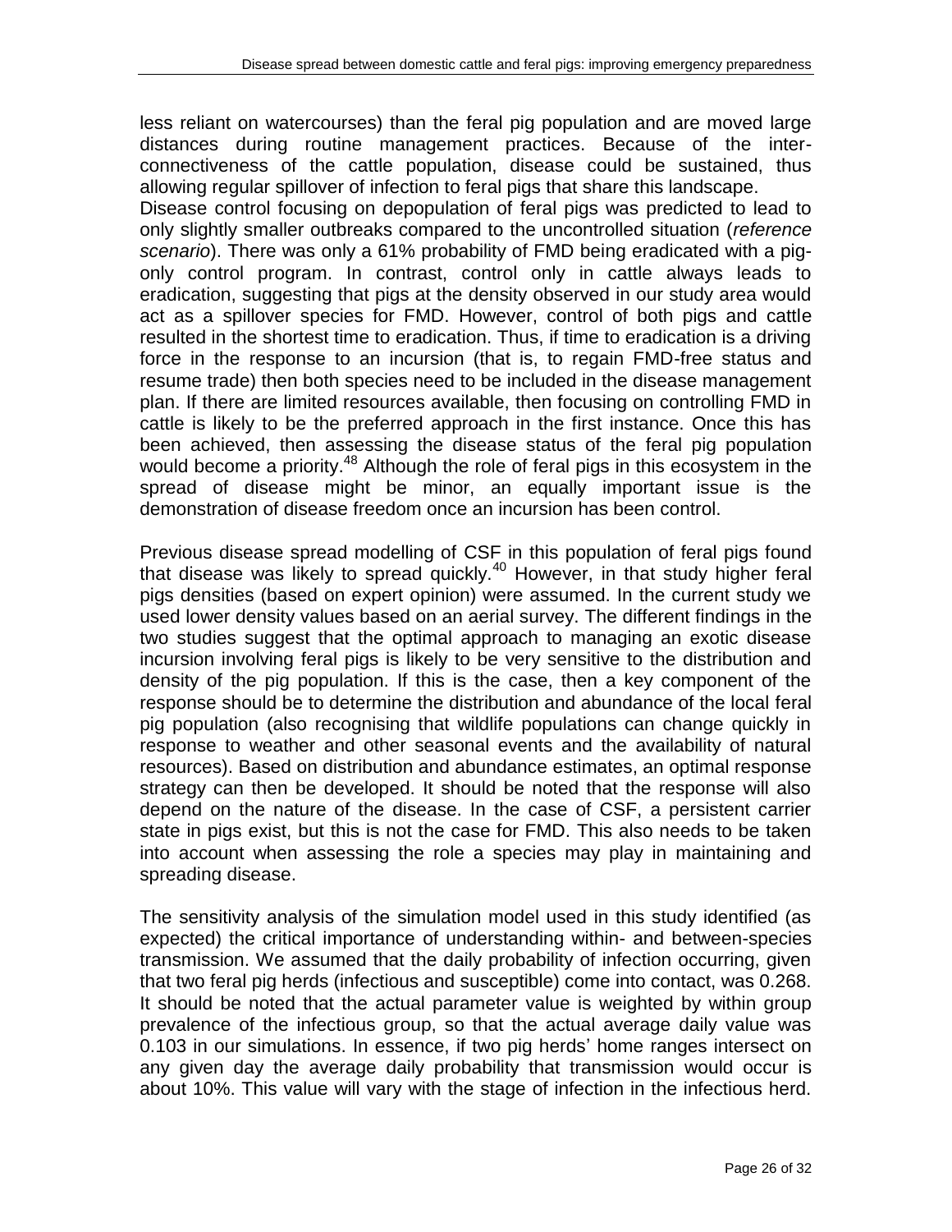less reliant on watercourses) than the feral pig population and are moved large distances during routine management practices. Because of the inter-connectiveness of the cattle population, disease could be sustained, thus allowing regular spillover of infection to feral pigs that share this landscape.
Disease control focusing on depopulation of feral pigs was predicted to lead to only slightly smaller outbreaks compared to the uncontrolled situation (*reference scenario*). There was only a 61% probability of FMD being eradicated with a pig-only control program. In contrast, control only in cattle always leads to eradication, suggesting that pigs at the density observed in our study area would act as a spillover species for FMD. However, control of both pigs and cattle resulted in the shortest time to eradication. Thus, if time to eradication is a driving force in the response to an incursion (that is, to regain FMD-free status and resume trade) then both species need to be included in the disease management plan. If there are limited resources available, then focusing on controlling FMD in cattle is likely to be the preferred approach in the first instance. Once this has been achieved, then assessing the disease status of the feral pig population would become a priority.[48] Although the role of feral pigs in this ecosystem in the spread of disease might be minor, an equally important issue is the demonstration of disease freedom once an incursion has been control.

Previous disease spread modelling of CSF in this population of feral pigs found that disease was likely to spread quickly.[40] However, in that study higher feral pigs densities (based on expert opinion) were assumed. In the current study we used lower density values based on an aerial survey. The different findings in the two studies suggest that the optimal approach to managing an exotic disease incursion involving feral pigs is likely to be very sensitive to the distribution and density of the pig population. If this is the case, then a key component of the response should be to determine the distribution and abundance of the local feral pig population (also recognising that wildlife populations can change quickly in response to weather and other seasonal events and the availability of natural resources). Based on distribution and abundance estimates, an optimal response strategy can then be developed. It should be noted that the response will also depend on the nature of the disease. In the case of CSF, a persistent carrier state in pigs exist, but this is not the case for FMD. This also needs to be taken into account when assessing the role a species may play in maintaining and spreading disease.

The sensitivity analysis of the simulation model used in this study identified (as expected) the critical importance of understanding within- and between-species transmission. We assumed that the daily probability of infection occurring, given that two feral pig herds (infectious and susceptible) come into contact, was 0.268. It should be noted that the actual parameter value is weighted by within group prevalence of the infectious group, so that the actual average daily value was 0.103 in our simulations. In essence, if two pig herds' home ranges intersect on any given day the average daily probability that transmission would occur is about 10%. This value will vary with the stage of infection in the infectious herd.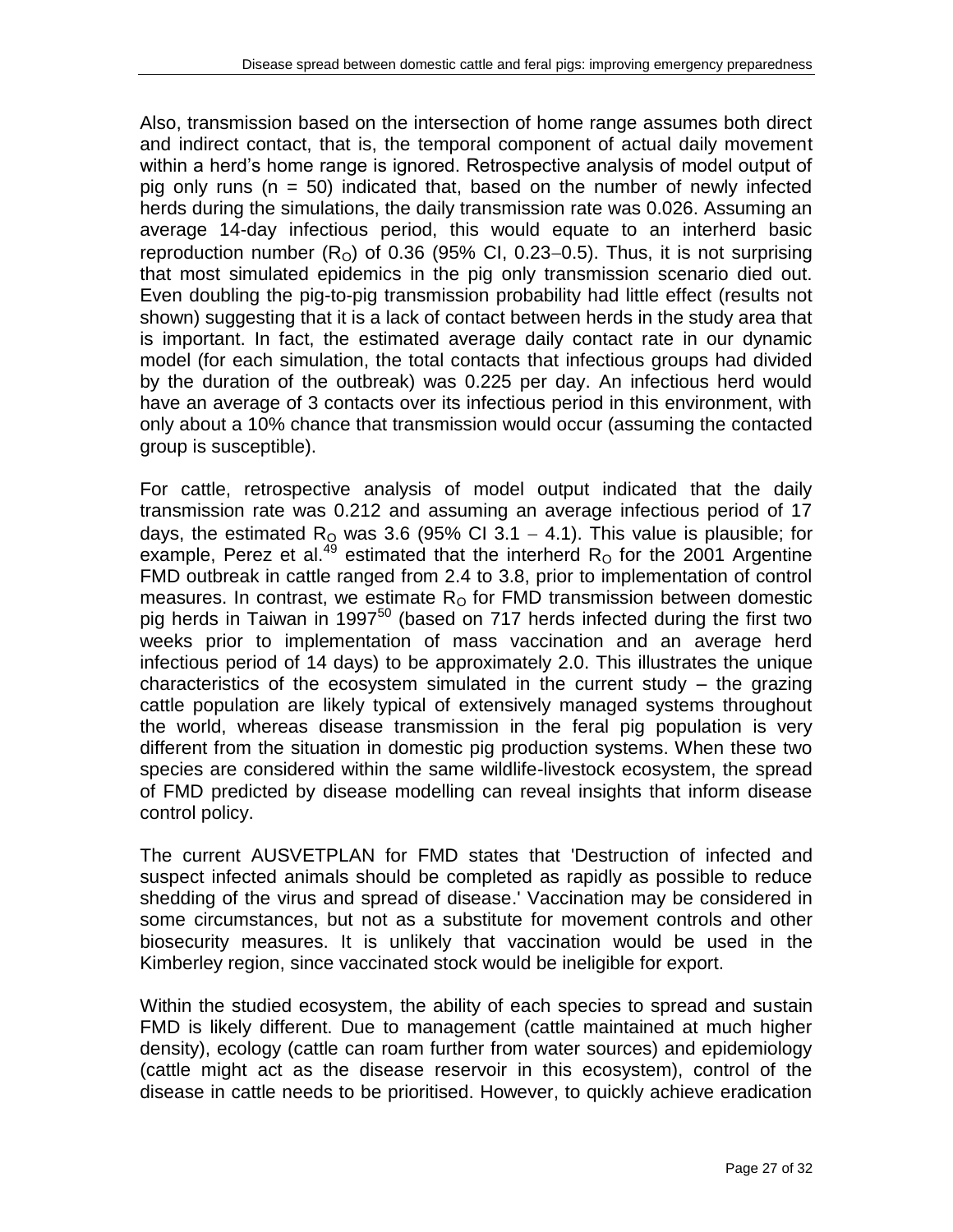Also, transmission based on the intersection of home range assumes both direct and indirect contact, that is, the temporal component of actual daily movement within a herd's home range is ignored. Retrospective analysis of model output of pig only runs ($n = 50$) indicated that, based on the number of newly infected herds during the simulations, the daily transmission rate was 0.026. Assuming an average 14-day infectious period, this would equate to an interherd basic reproduction number ($R_O$) of 0.36 (95% CI, 0.23−0.5). Thus, it is not surprising that most simulated epidemics in the pig only transmission scenario died out. Even doubling the pig-to-pig transmission probability had little effect (results not shown) suggesting that it is a lack of contact between herds in the study area that is important. In fact, the estimated average daily contact rate in our dynamic model (for each simulation, the total contacts that infectious groups had divided by the duration of the outbreak) was 0.225 per day. An infectious herd would have an average of 3 contacts over its infectious period in this environment, with only about a 10% chance that transmission would occur (assuming the contacted group is susceptible).

For cattle, retrospective analysis of model output indicated that the daily transmission rate was 0.212 and assuming an average infectious period of 17 days, the estimated $R_O$ was 3.6 (95% CI 3.1 − 4.1). This value is plausible; for example, Perez et al.[49] estimated that the interherd $R_O$ for the 2001 Argentine FMD outbreak in cattle ranged from 2.4 to 3.8, prior to implementation of control measures. In contrast, we estimate $R_O$ for FMD transmission between domestic pig herds in Taiwan in 1997[50] (based on 717 herds infected during the first two weeks prior to implementation of mass vaccination and an average herd infectious period of 14 days) to be approximately 2.0. This illustrates the unique characteristics of the ecosystem simulated in the current study – the grazing cattle population are likely typical of extensively managed systems throughout the world, whereas disease transmission in the feral pig population is very different from the situation in domestic pig production systems. When these two species are considered within the same wildlife-livestock ecosystem, the spread of FMD predicted by disease modelling can reveal insights that inform disease control policy.

The current AUSVETPLAN for FMD states that 'Destruction of infected and suspect infected animals should be completed as rapidly as possible to reduce shedding of the virus and spread of disease.' Vaccination may be considered in some circumstances, but not as a substitute for movement controls and other biosecurity measures. It is unlikely that vaccination would be used in the Kimberley region, since vaccinated stock would be ineligible for export.

Within the studied ecosystem, the ability of each species to spread and sustain FMD is likely different. Due to management (cattle maintained at much higher density), ecology (cattle can roam further from water sources) and epidemiology (cattle might act as the disease reservoir in this ecosystem), control of the disease in cattle needs to be prioritised. However, to quickly achieve eradication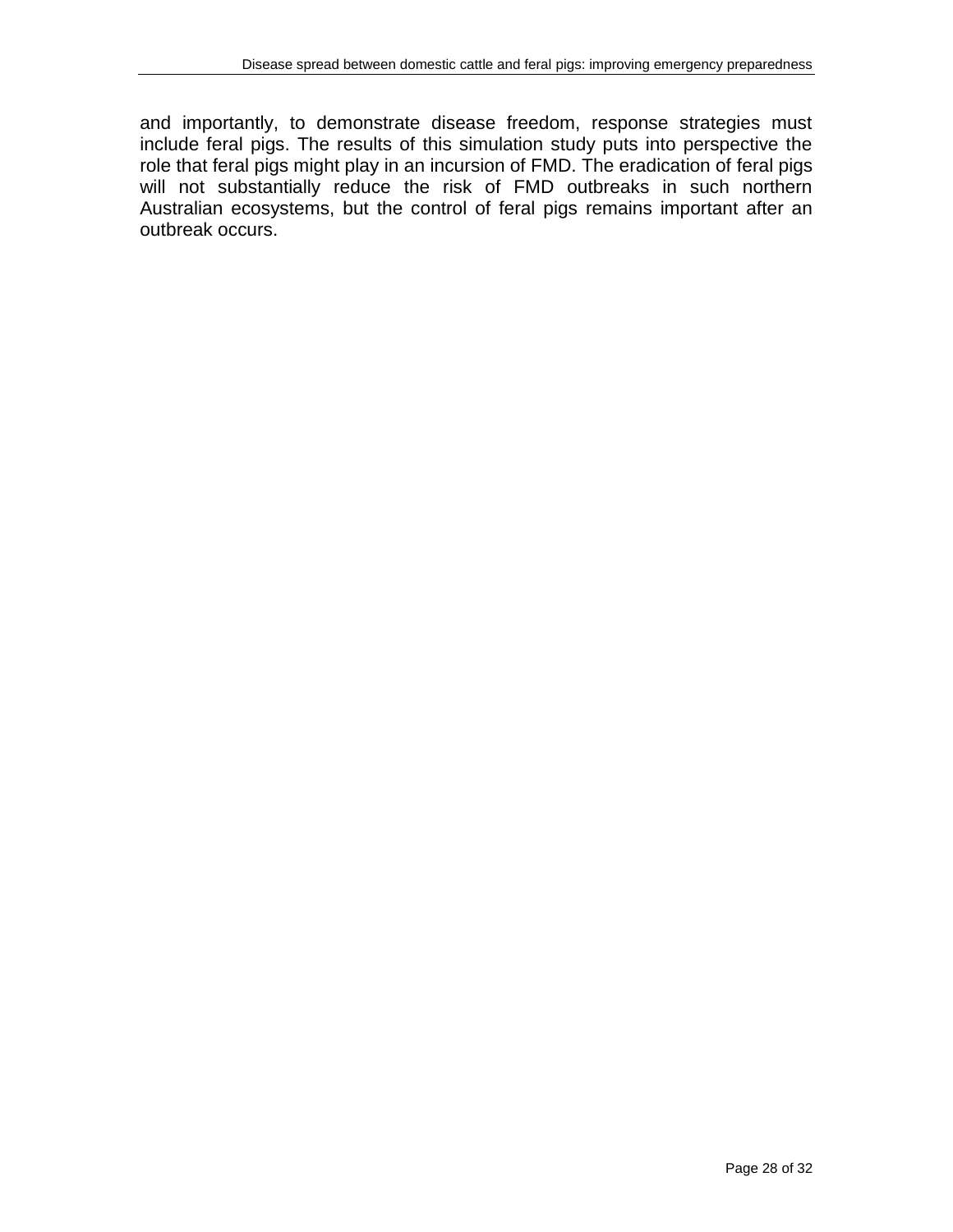and importantly, to demonstrate disease freedom, response strategies must include feral pigs. The results of this simulation study puts into perspective the role that feral pigs might play in an incursion of FMD. The eradication of feral pigs will not substantially reduce the risk of FMD outbreaks in such northern Australian ecosystems, but the control of feral pigs remains important after an outbreak occurs.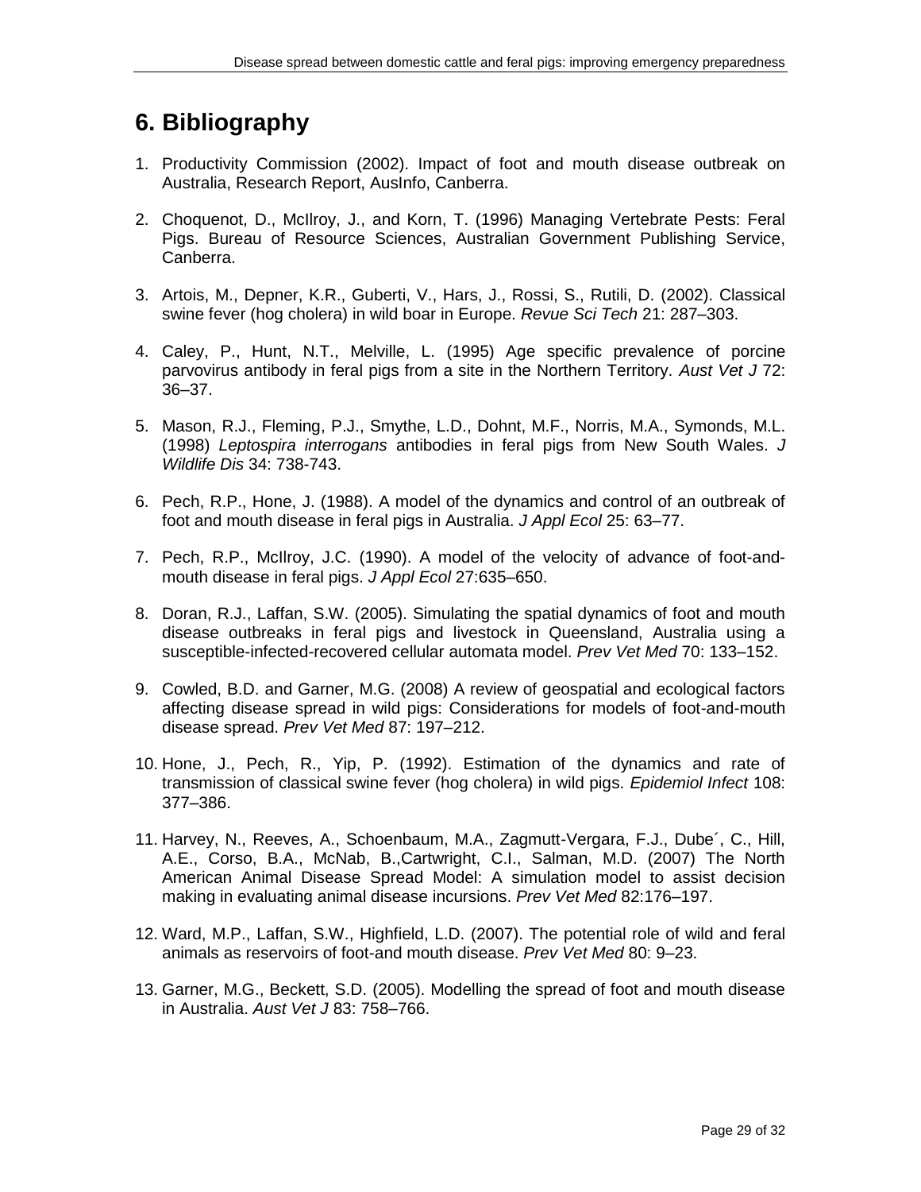# 6. Bibliography

1. Productivity Commission (2002). Impact of foot and mouth disease outbreak on Australia, Research Report, AusInfo, Canberra.

2. Choquenot, D., McIlroy, J., and Korn, T. (1996) Managing Vertebrate Pests: Feral Pigs. Bureau of Resource Sciences, Australian Government Publishing Service, Canberra.

3. Artois, M., Depner, K.R., Guberti, V., Hars, J., Rossi, S., Rutili, D. (2002). Classical swine fever (hog cholera) in wild boar in Europe. *Revue Sci Tech* 21: 287–303.

4. Caley, P., Hunt, N.T., Melville, L. (1995) Age specific prevalence of porcine parvovirus antibody in feral pigs from a site in the Northern Territory. *Aust Vet J* 72: 36–37.

5. Mason, R.J., Fleming, P.J., Smythe, L.D., Dohnt, M.F., Norris, M.A., Symonds, M.L. (1998) *Leptospira interrogans* antibodies in feral pigs from New South Wales. *J Wildlife Dis* 34: 738-743.

6. Pech, R.P., Hone, J. (1988). A model of the dynamics and control of an outbreak of foot and mouth disease in feral pigs in Australia. *J Appl Ecol* 25: 63–77.

7. Pech, R.P., McIlroy, J.C. (1990). A model of the velocity of advance of foot-and-mouth disease in feral pigs. *J Appl Ecol* 27:635–650.

8. Doran, R.J., Laffan, S.W. (2005). Simulating the spatial dynamics of foot and mouth disease outbreaks in feral pigs and livestock in Queensland, Australia using a susceptible-infected-recovered cellular automata model. *Prev Vet Med* 70: 133–152.

9. Cowled, B.D. and Garner, M.G. (2008) A review of geospatial and ecological factors affecting disease spread in wild pigs: Considerations for models of foot-and-mouth disease spread. *Prev Vet Med* 87: 197–212.

10. Hone, J., Pech, R., Yip, P. (1992). Estimation of the dynamics and rate of transmission of classical swine fever (hog cholera) in wild pigs. *Epidemiol Infect* 108: 377–386.

11. Harvey, N., Reeves, A., Schoenbaum, M.A., Zagmutt-Vergara, F.J., Dube´, C., Hill, A.E., Corso, B.A., McNab, B.,Cartwright, C.I., Salman, M.D. (2007) The North American Animal Disease Spread Model: A simulation model to assist decision making in evaluating animal disease incursions. *Prev Vet Med* 82:176–197.

12. Ward, M.P., Laffan, S.W., Highfield, L.D. (2007). The potential role of wild and feral animals as reservoirs of foot-and mouth disease. *Prev Vet Med* 80: 9–23.

13. Garner, M.G., Beckett, S.D. (2005). Modelling the spread of foot and mouth disease in Australia. *Aust Vet J* 83: 758–766.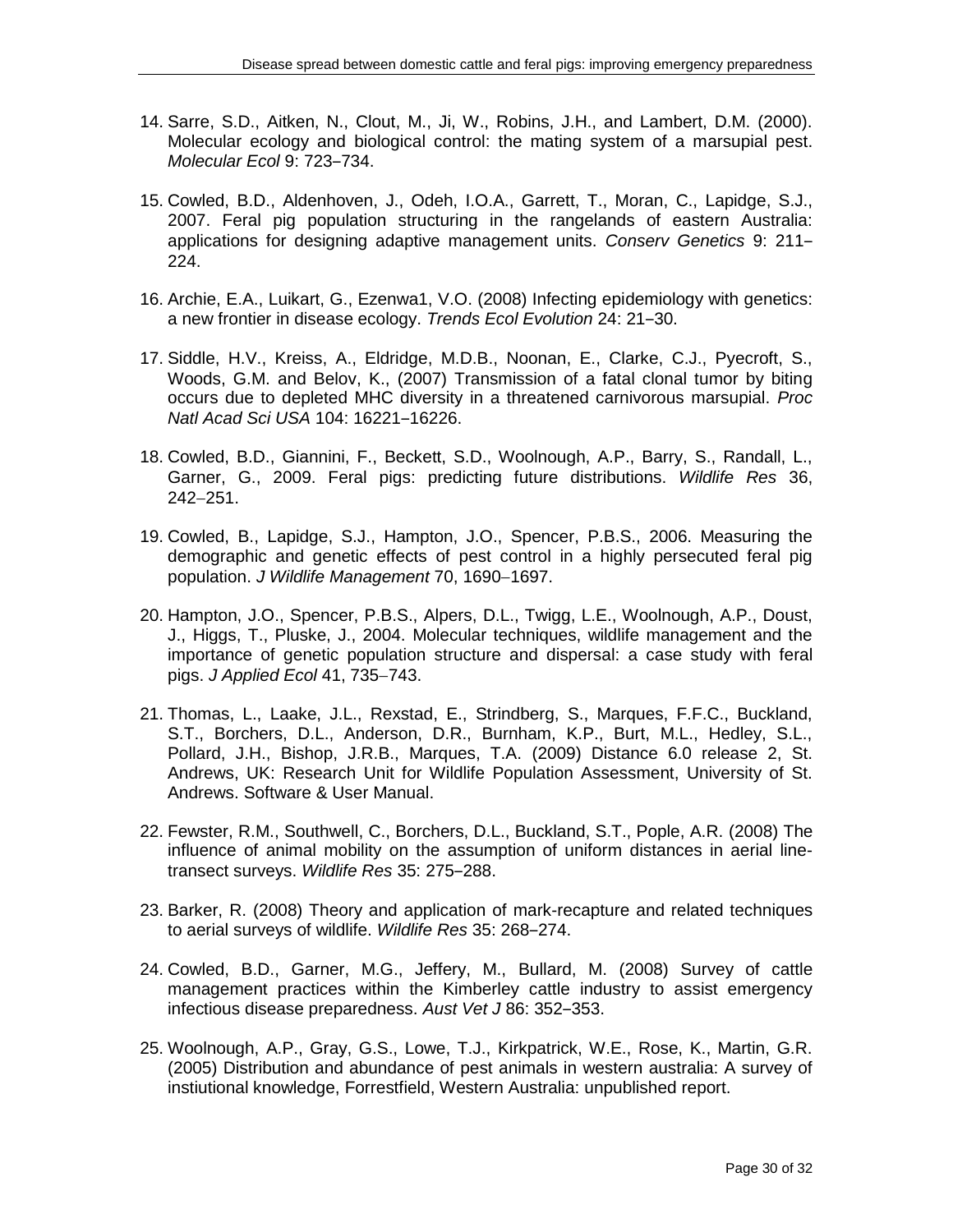14. Sarre, S.D., Aitken, N., Clout, M., Ji, W., Robins, J.H., and Lambert, D.M. (2000). Molecular ecology and biological control: the mating system of a marsupial pest. *Molecular Ecol* 9: 723–734.

15. Cowled, B.D., Aldenhoven, J., Odeh, I.O.A., Garrett, T., Moran, C., Lapidge, S.J., 2007. Feral pig population structuring in the rangelands of eastern Australia: applications for designing adaptive management units. *Conserv Genetics* 9: 211–224.

16. Archie, E.A., Luikart, G., Ezenwa1, V.O. (2008) Infecting epidemiology with genetics: a new frontier in disease ecology. *Trends Ecol Evolution* 24: 21–30.

17. Siddle, H.V., Kreiss, A., Eldridge, M.D.B., Noonan, E., Clarke, C.J., Pyecroft, S., Woods, G.M. and Belov, K., (2007) Transmission of a fatal clonal tumor by biting occurs due to depleted MHC diversity in a threatened carnivorous marsupial. *Proc Natl Acad Sci USA* 104: 16221–16226.

18. Cowled, B.D., Giannini, F., Beckett, S.D., Woolnough, A.P., Barry, S., Randall, L., Garner, G., 2009. Feral pigs: predicting future distributions. *Wildlife Res* 36, 242–251.

19. Cowled, B., Lapidge, S.J., Hampton, J.O., Spencer, P.B.S., 2006. Measuring the demographic and genetic effects of pest control in a highly persecuted feral pig population. *J Wildlife Management* 70, 1690–1697.

20. Hampton, J.O., Spencer, P.B.S., Alpers, D.L., Twigg, L.E., Woolnough, A.P., Doust, J., Higgs, T., Pluske, J., 2004. Molecular techniques, wildlife management and the importance of genetic population structure and dispersal: a case study with feral pigs. *J Applied Ecol* 41, 735–743.

21. Thomas, L., Laake, J.L., Rexstad, E., Strindberg, S., Marques, F.F.C., Buckland, S.T., Borchers, D.L., Anderson, D.R., Burnham, K.P., Burt, M.L., Hedley, S.L., Pollard, J.H., Bishop, J.R.B., Marques, T.A. (2009) Distance 6.0 release 2, St. Andrews, UK: Research Unit for Wildlife Population Assessment, University of St. Andrews. Software & User Manual.

22. Fewster, R.M., Southwell, C., Borchers, D.L., Buckland, S.T., Pople, A.R. (2008) The influence of animal mobility on the assumption of uniform distances in aerial line-transect surveys. *Wildlife Res* 35: 275–288.

23. Barker, R. (2008) Theory and application of mark-recapture and related techniques to aerial surveys of wildlife. *Wildlife Res* 35: 268–274.

24. Cowled, B.D., Garner, M.G., Jeffery, M., Bullard, M. (2008) Survey of cattle management practices within the Kimberley cattle industry to assist emergency infectious disease preparedness. *Aust Vet J* 86: 352–353.

25. Woolnough, A.P., Gray, G.S., Lowe, T.J., Kirkpatrick, W.E., Rose, K., Martin, G.R. (2005) Distribution and abundance of pest animals in western australia: A survey of instiutional knowledge, Forrestfield, Western Australia: unpublished report.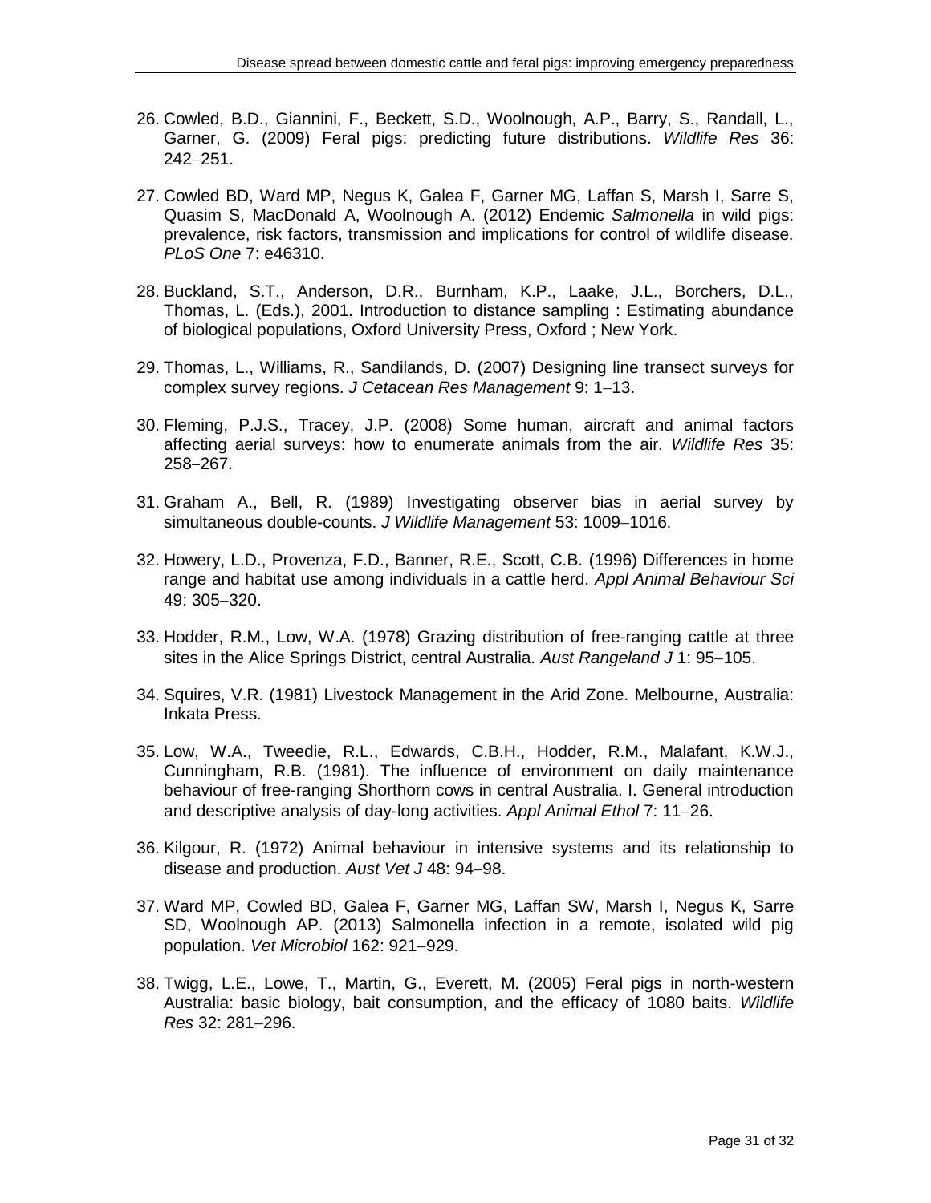26. Cowled, B.D., Giannini, F., Beckett, S.D., Woolnough, A.P., Barry, S., Randall, L., Garner, G. (2009) Feral pigs: predicting future distributions. *Wildlife Res* 36: 242–251.

27. Cowled BD, Ward MP, Negus K, Galea F, Garner MG, Laffan S, Marsh I, Sarre S, Quasim S, MacDonald A, Woolnough A. (2012) Endemic *Salmonella* in wild pigs: prevalence, risk factors, transmission and implications for control of wildlife disease. *PLoS One* 7: e46310.

28. Buckland, S.T., Anderson, D.R., Burnham, K.P., Laake, J.L., Borchers, D.L., Thomas, L. (Eds.), 2001. Introduction to distance sampling : Estimating abundance of biological populations, Oxford University Press, Oxford ; New York.

29. Thomas, L., Williams, R., Sandilands, D. (2007) Designing line transect surveys for complex survey regions. *J Cetacean Res Management* 9: 1–13.

30. Fleming, P.J.S., Tracey, J.P. (2008) Some human, aircraft and animal factors affecting aerial surveys: how to enumerate animals from the air. *Wildlife Res* 35: 258–267.

31. Graham A., Bell, R. (1989) Investigating observer bias in aerial survey by simultaneous double-counts. *J Wildlife Management* 53: 1009–1016.

32. Howery, L.D., Provenza, F.D., Banner, R.E., Scott, C.B. (1996) Differences in home range and habitat use among individuals in a cattle herd. *Appl Animal Behaviour Sci* 49: 305–320.

33. Hodder, R.M., Low, W.A. (1978) Grazing distribution of free-ranging cattle at three sites in the Alice Springs District, central Australia. *Aust Rangeland J* 1: 95–105.

34. Squires, V.R. (1981) Livestock Management in the Arid Zone. Melbourne, Australia: Inkata Press.

35. Low, W.A., Tweedie, R.L., Edwards, C.B.H., Hodder, R.M., Malafant, K.W.J., Cunningham, R.B. (1981). The influence of environment on daily maintenance behaviour of free-ranging Shorthorn cows in central Australia. I. General introduction and descriptive analysis of day-long activities. *Appl Animal Ethol* 7: 11–26.

36. Kilgour, R. (1972) Animal behaviour in intensive systems and its relationship to disease and production. *Aust Vet J* 48: 94–98.

37. Ward MP, Cowled BD, Galea F, Garner MG, Laffan SW, Marsh I, Negus K, Sarre SD, Woolnough AP. (2013) Salmonella infection in a remote, isolated wild pig population. *Vet Microbiol* 162: 921–929.

38. Twigg, L.E., Lowe, T., Martin, G., Everett, M. (2005) Feral pigs in north-western Australia: basic biology, bait consumption, and the efficacy of 1080 baits. *Wildlife Res* 32: 281–296.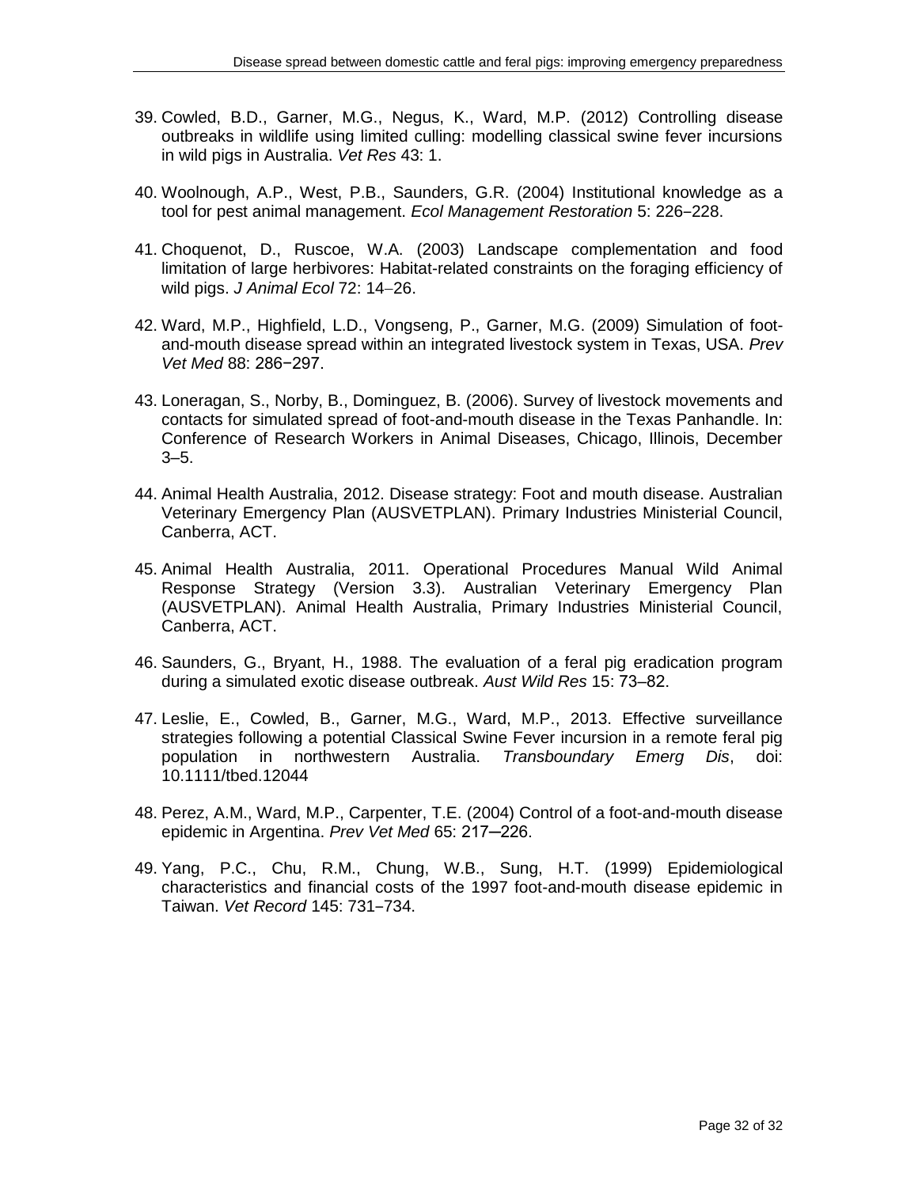39. Cowled, B.D., Garner, M.G., Negus, K., Ward, M.P. (2012) Controlling disease outbreaks in wildlife using limited culling: modelling classical swine fever incursions in wild pigs in Australia. *Vet Res* 43: 1.

40. Woolnough, A.P., West, P.B., Saunders, G.R. (2004) Institutional knowledge as a tool for pest animal management. *Ecol Management Restoration* 5: 226−228.

41. Choquenot, D., Ruscoe, W.A. (2003) Landscape complementation and food limitation of large herbivores: Habitat-related constraints on the foraging efficiency of wild pigs. *J Animal Ecol* 72: 14−26.

42. Ward, M.P., Highfield, L.D., Vongseng, P., Garner, M.G. (2009) Simulation of foot-and-mouth disease spread within an integrated livestock system in Texas, USA. *Prev Vet Med* 88: 286−297.

43. Loneragan, S., Norby, B., Dominguez, B. (2006). Survey of livestock movements and contacts for simulated spread of foot-and-mouth disease in the Texas Panhandle. In: Conference of Research Workers in Animal Diseases, Chicago, Illinois, December 3–5.

44. Animal Health Australia, 2012. Disease strategy: Foot and mouth disease. Australian Veterinary Emergency Plan (AUSVETPLAN). Primary Industries Ministerial Council, Canberra, ACT.

45. Animal Health Australia, 2011. Operational Procedures Manual Wild Animal Response Strategy (Version 3.3). Australian Veterinary Emergency Plan (AUSVETPLAN). Animal Health Australia, Primary Industries Ministerial Council, Canberra, ACT.

46. Saunders, G., Bryant, H., 1988. The evaluation of a feral pig eradication program during a simulated exotic disease outbreak. *Aust Wild Res* 15: 73–82.

47. Leslie, E., Cowled, B., Garner, M.G., Ward, M.P., 2013. Effective surveillance strategies following a potential Classical Swine Fever incursion in a remote feral pig population in northwestern Australia. *Transboundary Emerg Dis*, doi: 10.1111/tbed.12044

48. Perez, A.M., Ward, M.P., Carpenter, T.E. (2004) Control of a foot-and-mouth disease epidemic in Argentina. *Prev Vet Med* 65: 217─226.

49. Yang, P.C., Chu, R.M., Chung, W.B., Sung, H.T. (1999) Epidemiological characteristics and financial costs of the 1997 foot-and-mouth disease epidemic in Taiwan. *Vet Record* 145: 731−734.